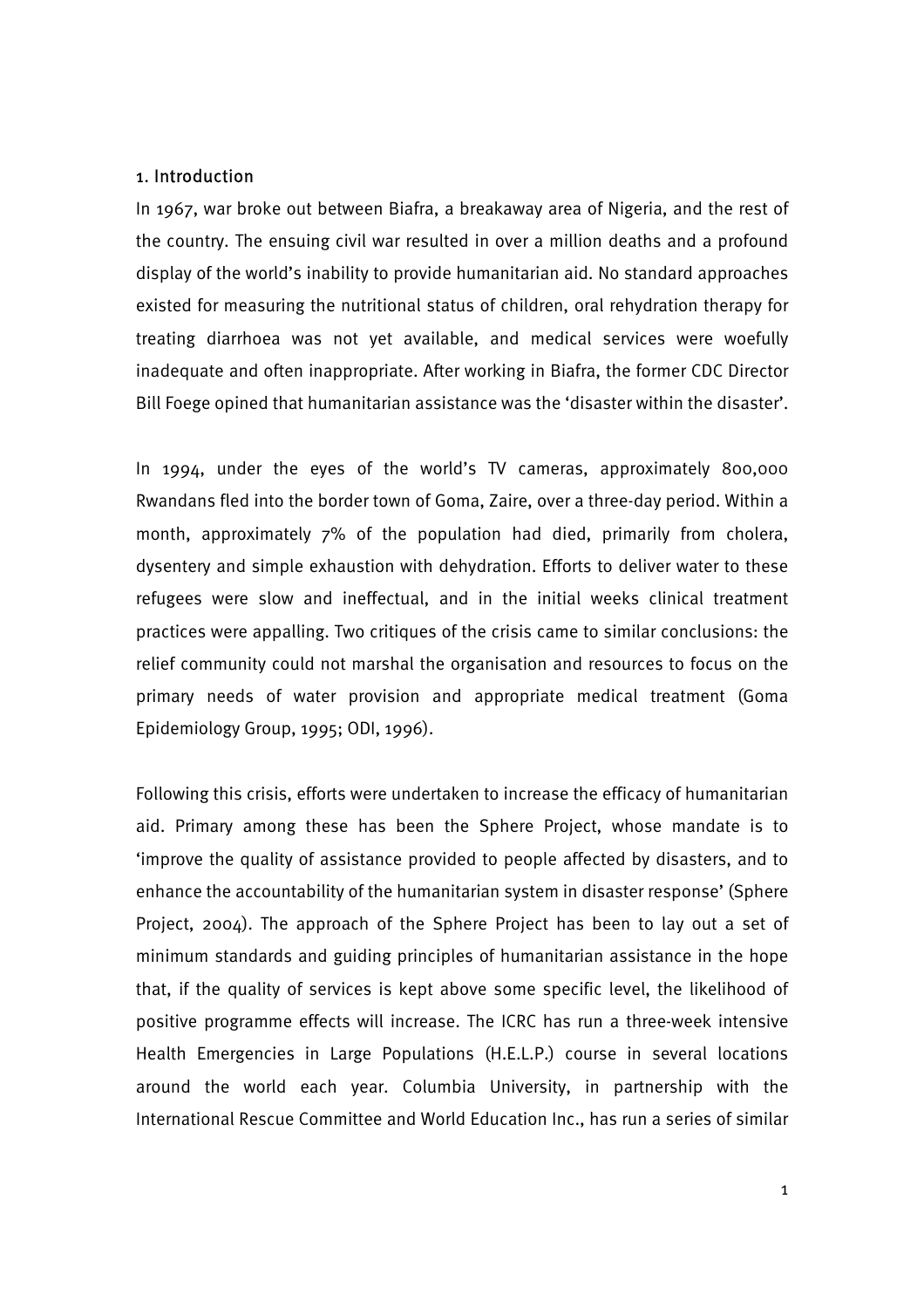## 1. Introduction

In 1967, war broke out between Biafra, a breakaway area of Nigeria, and the rest of the country. The ensuing civil war resulted in over a million deaths and a profound display of the world's inability to provide humanitarian aid. No standard approaches existed for measuring the nutritional status of children, oral rehydration therapy for treating diarrhoea was not yet available, and medical services were woefully inadequate and often inappropriate. After working in Biafra, the former CDC Director Bill Foege opined that humanitarian assistance was the 'disaster within the disaster'.

In 1994, under the eyes of the world's TV cameras, approximately 800,000 Rwandans fled into the border town of Goma, Zaire, over a three-day period. Within a month, approximately 7% of the population had died, primarily from cholera, dysentery and simple exhaustion with dehydration. Efforts to deliver water to these refugees were slow and ineffectual, and in the initial weeks clinical treatment practices were appalling. Two critiques of the crisis came to similar conclusions: the relief community could not marshal the organisation and resources to focus on the primary needs of water provision and appropriate medical treatment (Goma Epidemiology Group, 1995; ODI, 1996).

Following this crisis, efforts were undertaken to increase the efficacy of humanitarian aid. Primary among these has been the Sphere Project, whose mandate is to 'improve the quality of assistance provided to people affected by disasters, and to enhance the accountability of the humanitarian system in disaster response' (Sphere Project, 2004). The approach of the Sphere Project has been to lay out a set of minimum standards and guiding principles of humanitarian assistance in the hope that, if the quality of services is kept above some specific level, the likelihood of positive programme effects will increase. The ICRC has run a three-week intensive Health Emergencies in Large Populations (H.E.L.P.) course in several locations around the world each year. Columbia University, in partnership with the International Rescue Committee and World Education Inc., has run a series of similar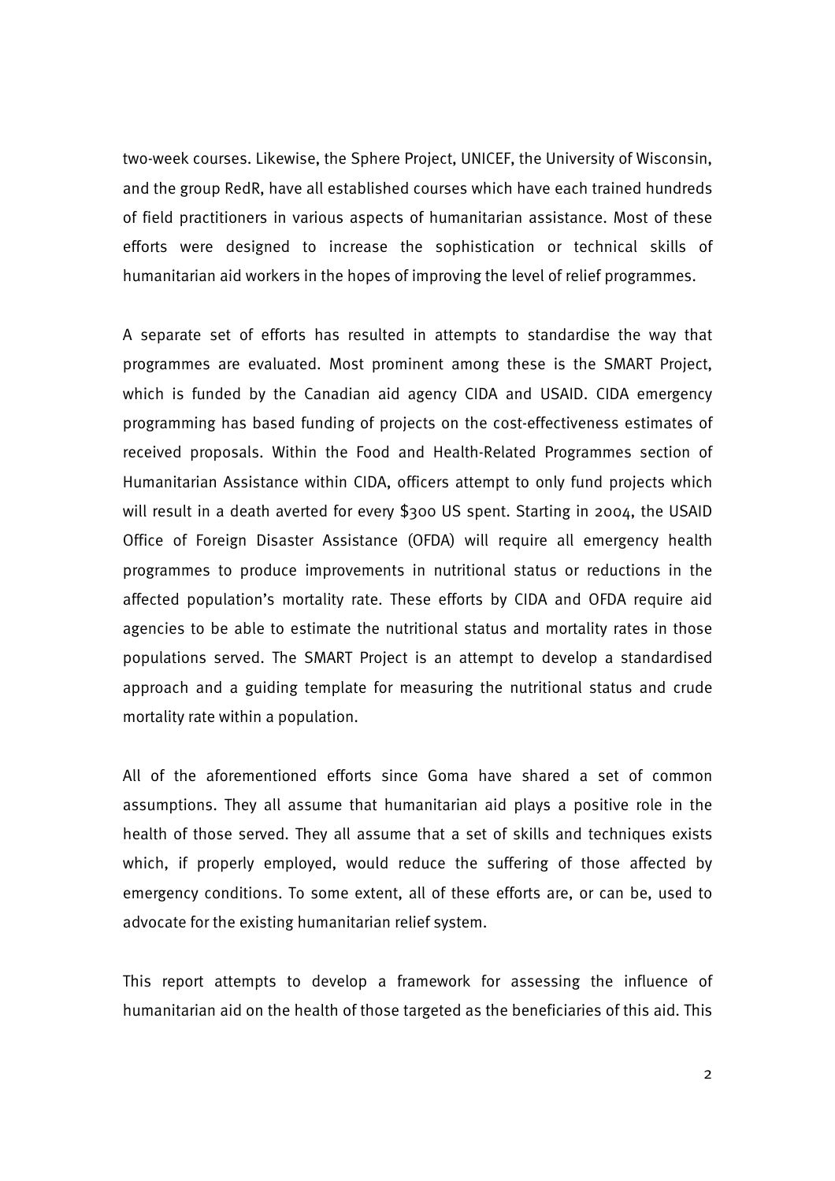two-week courses. Likewise, the Sphere Project, UNICEF, the University of Wisconsin, and the group RedR, have all established courses which have each trained hundreds of field practitioners in various aspects of humanitarian assistance. Most of these efforts were designed to increase the sophistication or technical skills of humanitarian aid workers in the hopes of improving the level of relief programmes.

A separate set of efforts has resulted in attempts to standardise the way that programmes are evaluated. Most prominent among these is the SMART Project, which is funded by the Canadian aid agency CIDA and USAID. CIDA emergency programming has based funding of projects on the cost-effectiveness estimates of received proposals. Within the Food and Health-Related Programmes section of Humanitarian Assistance within CIDA, officers attempt to only fund projects which will result in a death averted for every $300 US spent. Starting in 2004, the USAID Office of Foreign Disaster Assistance (OFDA) will require all emergency health programmes to produce improvements in nutritional status or reductions in the affected population's mortality rate. These efforts by CIDA and OFDA require aid agencies to be able to estimate the nutritional status and mortality rates in those populations served. The SMART Project is an attempt to develop a standardised approach and a guiding template for measuring the nutritional status and crude mortality rate within a population.

All of the aforementioned efforts since Goma have shared a set of common assumptions. They all assume that humanitarian aid plays a positive role in the health of those served. They all assume that a set of skills and techniques exists which, if properly employed, would reduce the suffering of those affected by emergency conditions. To some extent, all of these efforts are, or can be, used to advocate for the existing humanitarian relief system.

This report attempts to develop a framework for assessing the influence of humanitarian aid on the health of those targeted as the beneficiaries of this aid. This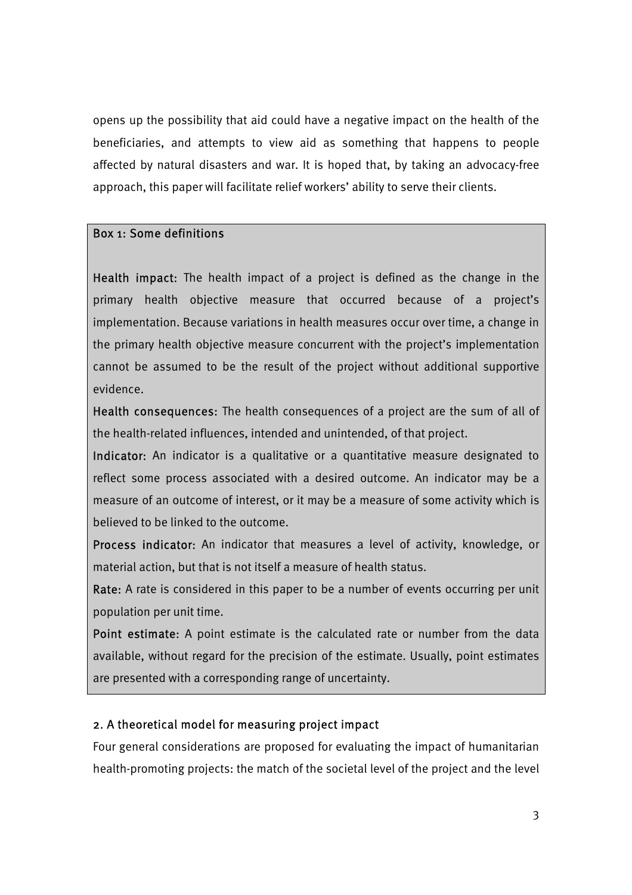opens up the possibility that aid could have a negative impact on the health of the beneficiaries, and attempts to view aid as something that happens to people affected by natural disasters and war. It is hoped that, by taking an advocacy-free approach, this paper will facilitate relief workers' ability to serve their clients.

> **Box 1: Some definitions**
>
> **Health impact:** The health impact of a project is defined as the change in the primary health objective measure that occurred because of a project's implementation. Because variations in health measures occur over time, a change in the primary health objective measure concurrent with the project's implementation cannot be assumed to be the result of the project without additional supportive evidence.
>
> **Health consequences:** The health consequences of a project are the sum of all of the health-related influences, intended and unintended, of that project.
>
> **Indicator:** An indicator is a qualitative or a quantitative measure designated to reflect some process associated with a desired outcome. An indicator may be a measure of an outcome of interest, or it may be a measure of some activity which is believed to be linked to the outcome.
>
> **Process indicator:** An indicator that measures a level of activity, knowledge, or material action, but that is not itself a measure of health status.
>
> **Rate:** A rate is considered in this paper to be a number of events occurring per unit population per unit time.
>
> **Point estimate:** A point estimate is the calculated rate or number from the data available, without regard for the precision of the estimate. Usually, point estimates are presented with a corresponding range of uncertainty.

## 2. A theoretical model for measuring project impact

Four general considerations are proposed for evaluating the impact of humanitarian health-promoting projects: the match of the societal level of the project and the level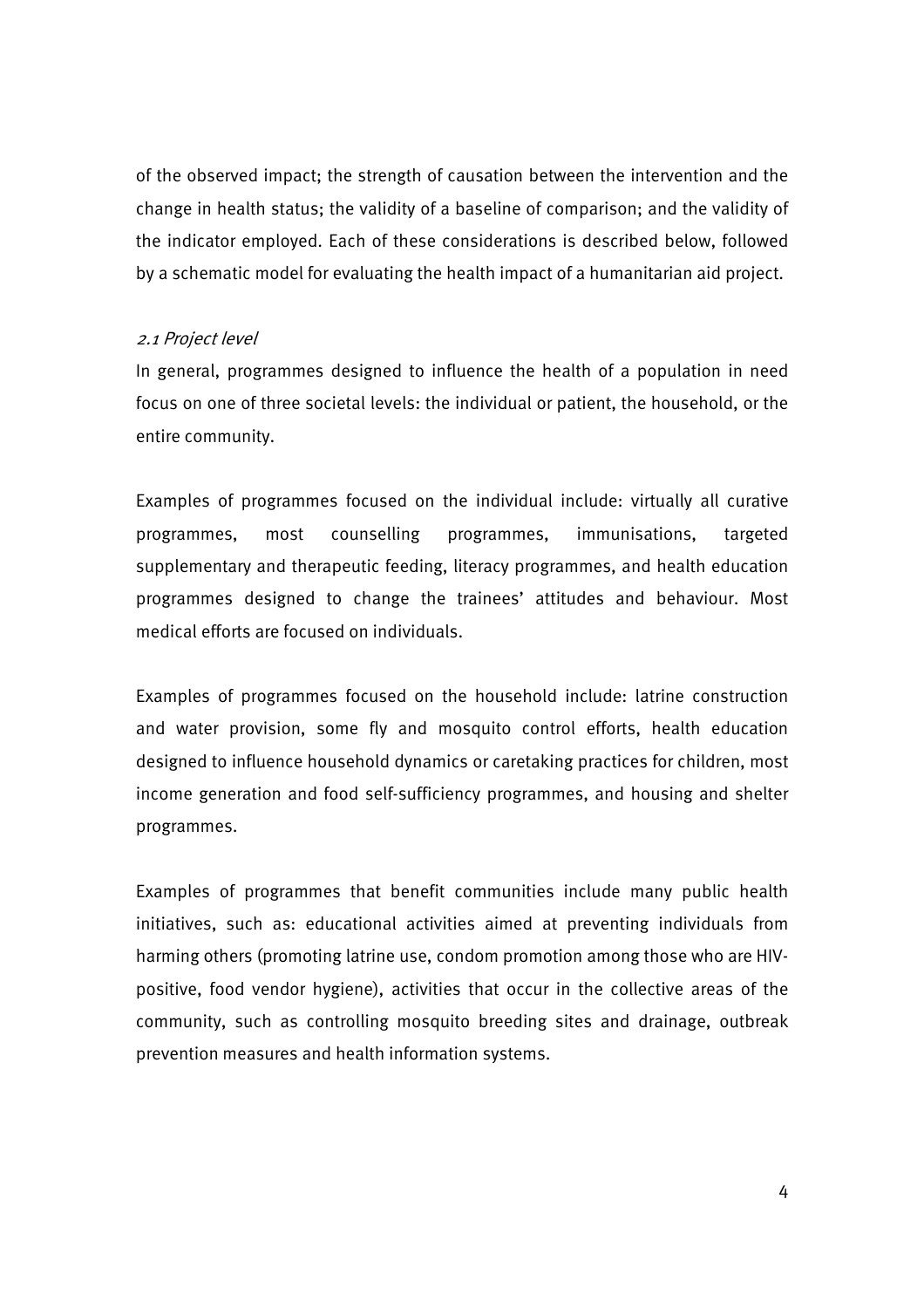of the observed impact; the strength of causation between the intervention and the change in health status; the validity of a baseline of comparison; and the validity of the indicator employed. Each of these considerations is described below, followed by a schematic model for evaluating the health impact of a humanitarian aid project.

### *2.1 Project level*

In general, programmes designed to influence the health of a population in need focus on one of three societal levels: the individual or patient, the household, or the entire community.

Examples of programmes focused on the individual include: virtually all curative programmes, most counselling programmes, immunisations, targeted supplementary and therapeutic feeding, literacy programmes, and health education programmes designed to change the trainees' attitudes and behaviour. Most medical efforts are focused on individuals.

Examples of programmes focused on the household include: latrine construction and water provision, some fly and mosquito control efforts, health education designed to influence household dynamics or caretaking practices for children, most income generation and food self-sufficiency programmes, and housing and shelter programmes.

Examples of programmes that benefit communities include many public health initiatives, such as: educational activities aimed at preventing individuals from harming others (promoting latrine use, condom promotion among those who are HIV-positive, food vendor hygiene), activities that occur in the collective areas of the community, such as controlling mosquito breeding sites and drainage, outbreak prevention measures and health information systems.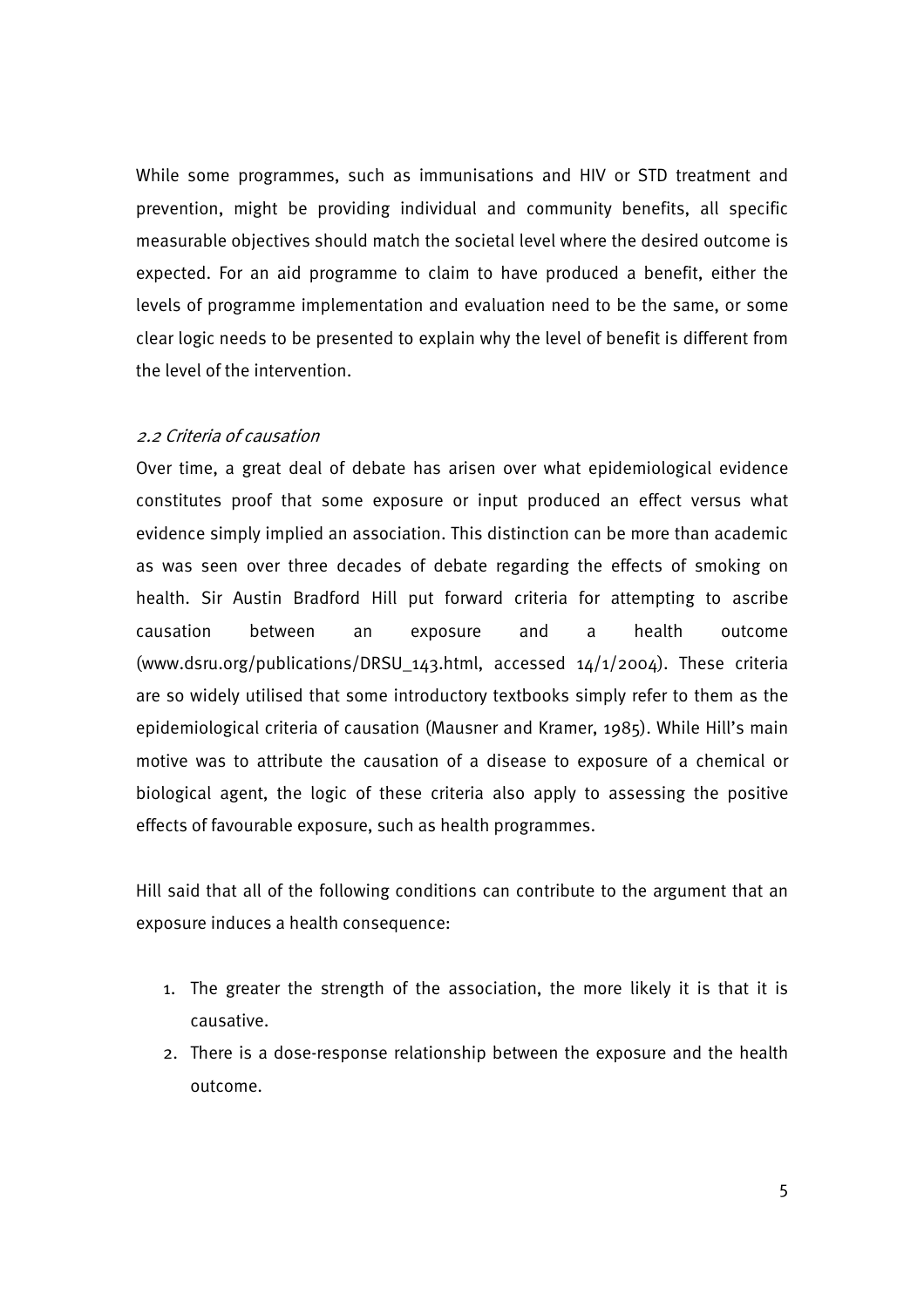While some programmes, such as immunisations and HIV or STD treatment and prevention, might be providing individual and community benefits, all specific measurable objectives should match the societal level where the desired outcome is expected. For an aid programme to claim to have produced a benefit, either the levels of programme implementation and evaluation need to be the same, or some clear logic needs to be presented to explain why the level of benefit is different from the level of the intervention.

### *2.2 Criteria of causation*

Over time, a great deal of debate has arisen over what epidemiological evidence constitutes proof that some exposure or input produced an effect versus what evidence simply implied an association. This distinction can be more than academic as was seen over three decades of debate regarding the effects of smoking on health. Sir Austin Bradford Hill put forward criteria for attempting to ascribe causation between an exposure and a health outcome (www.dsru.org/publications/DRSU_143.html, accessed 14/1/2004). These criteria are so widely utilised that some introductory textbooks simply refer to them as the epidemiological criteria of causation (Mausner and Kramer, 1985). While Hill's main motive was to attribute the causation of a disease to exposure of a chemical or biological agent, the logic of these criteria also apply to assessing the positive effects of favourable exposure, such as health programmes.

Hill said that all of the following conditions can contribute to the argument that an exposure induces a health consequence:

1. The greater the strength of the association, the more likely it is that it is causative.
2. There is a dose-response relationship between the exposure and the health outcome.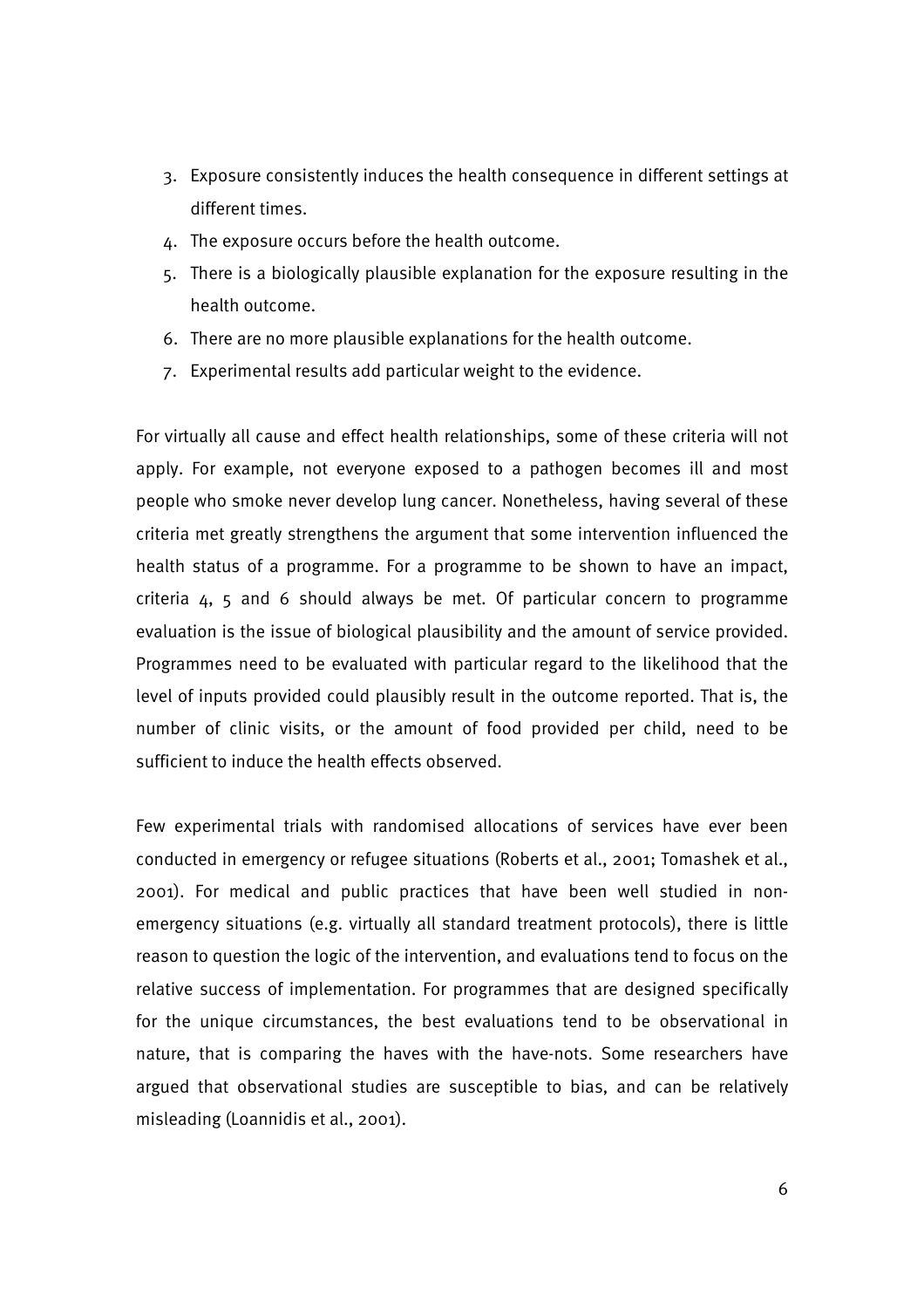3. Exposure consistently induces the health consequence in different settings at different times.
4. The exposure occurs before the health outcome.
5. There is a biologically plausible explanation for the exposure resulting in the health outcome.
6. There are no more plausible explanations for the health outcome.
7. Experimental results add particular weight to the evidence.

For virtually all cause and effect health relationships, some of these criteria will not apply. For example, not everyone exposed to a pathogen becomes ill and most people who smoke never develop lung cancer. Nonetheless, having several of these criteria met greatly strengthens the argument that some intervention influenced the health status of a programme. For a programme to be shown to have an impact, criteria 4, 5 and 6 should always be met. Of particular concern to programme evaluation is the issue of biological plausibility and the amount of service provided. Programmes need to be evaluated with particular regard to the likelihood that the level of inputs provided could plausibly result in the outcome reported. That is, the number of clinic visits, or the amount of food provided per child, need to be sufficient to induce the health effects observed.

Few experimental trials with randomised allocations of services have ever been conducted in emergency or refugee situations (Roberts et al., 2001; Tomashek et al., 2001). For medical and public practices that have been well studied in non-emergency situations (e.g. virtually all standard treatment protocols), there is little reason to question the logic of the intervention, and evaluations tend to focus on the relative success of implementation. For programmes that are designed specifically for the unique circumstances, the best evaluations tend to be observational in nature, that is comparing the haves with the have-nots. Some researchers have argued that observational studies are susceptible to bias, and can be relatively misleading (Loannidis et al., 2001).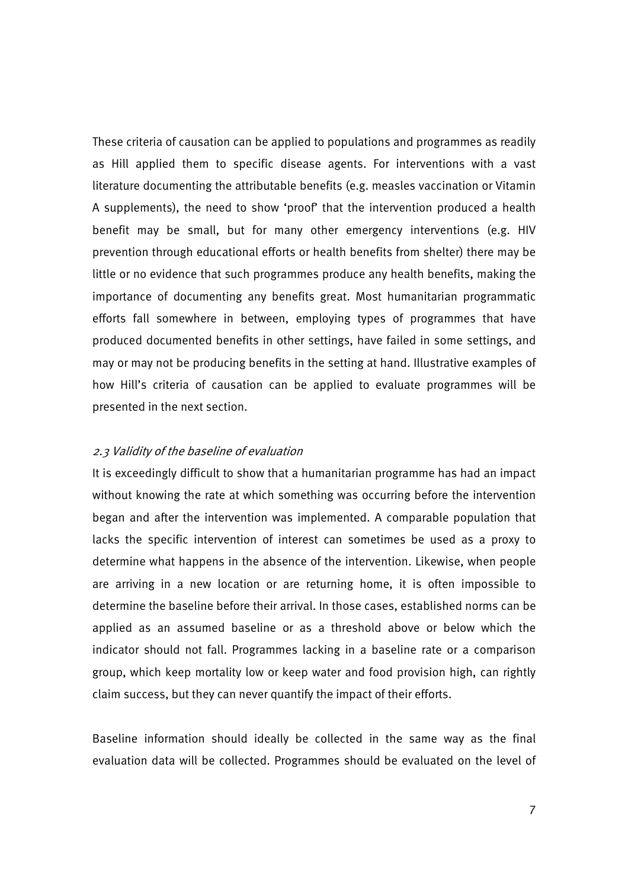These criteria of causation can be applied to populations and programmes as readily as Hill applied them to specific disease agents. For interventions with a vast literature documenting the attributable benefits (e.g. measles vaccination or Vitamin A supplements), the need to show 'proof' that the intervention produced a health benefit may be small, but for many other emergency interventions (e.g. HIV prevention through educational efforts or health benefits from shelter) there may be little or no evidence that such programmes produce any health benefits, making the importance of documenting any benefits great. Most humanitarian programmatic efforts fall somewhere in between, employing types of programmes that have produced documented benefits in other settings, have failed in some settings, and may or may not be producing benefits in the setting at hand. Illustrative examples of how Hill's criteria of causation can be applied to evaluate programmes will be presented in the next section.

### *2.3 Validity of the baseline of evaluation*

It is exceedingly difficult to show that a humanitarian programme has had an impact without knowing the rate at which something was occurring before the intervention began and after the intervention was implemented. A comparable population that lacks the specific intervention of interest can sometimes be used as a proxy to determine what happens in the absence of the intervention. Likewise, when people are arriving in a new location or are returning home, it is often impossible to determine the baseline before their arrival. In those cases, established norms can be applied as an assumed baseline or as a threshold above or below which the indicator should not fall. Programmes lacking in a baseline rate or a comparison group, which keep mortality low or keep water and food provision high, can rightly claim success, but they can never quantify the impact of their efforts.

Baseline information should ideally be collected in the same way as the final evaluation data will be collected. Programmes should be evaluated on the level of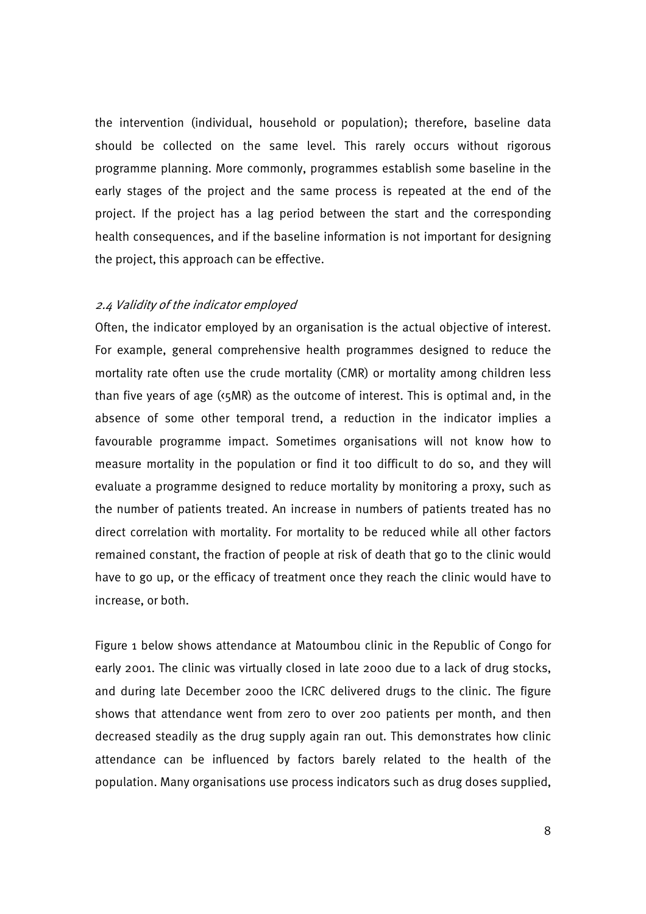the intervention (individual, household or population); therefore, baseline data should be collected on the same level. This rarely occurs without rigorous programme planning. More commonly, programmes establish some baseline in the early stages of the project and the same process is repeated at the end of the project. If the project has a lag period between the start and the corresponding health consequences, and if the baseline information is not important for designing the project, this approach can be effective.

### *2.4 Validity of the indicator employed*

Often, the indicator employed by an organisation is the actual objective of interest. For example, general comprehensive health programmes designed to reduce the mortality rate often use the crude mortality (CMR) or mortality among children less than five years of age (<5MR) as the outcome of interest. This is optimal and, in the absence of some other temporal trend, a reduction in the indicator implies a favourable programme impact. Sometimes organisations will not know how to measure mortality in the population or find it too difficult to do so, and they will evaluate a programme designed to reduce mortality by monitoring a proxy, such as the number of patients treated. An increase in numbers of patients treated has no direct correlation with mortality. For mortality to be reduced while all other factors remained constant, the fraction of people at risk of death that go to the clinic would have to go up, or the efficacy of treatment once they reach the clinic would have to increase, or both.

Figure 1 below shows attendance at Matoumbou clinic in the Republic of Congo for early 2001. The clinic was virtually closed in late 2000 due to a lack of drug stocks, and during late December 2000 the ICRC delivered drugs to the clinic. The figure shows that attendance went from zero to over 200 patients per month, and then decreased steadily as the drug supply again ran out. This demonstrates how clinic attendance can be influenced by factors barely related to the health of the population. Many organisations use process indicators such as drug doses supplied,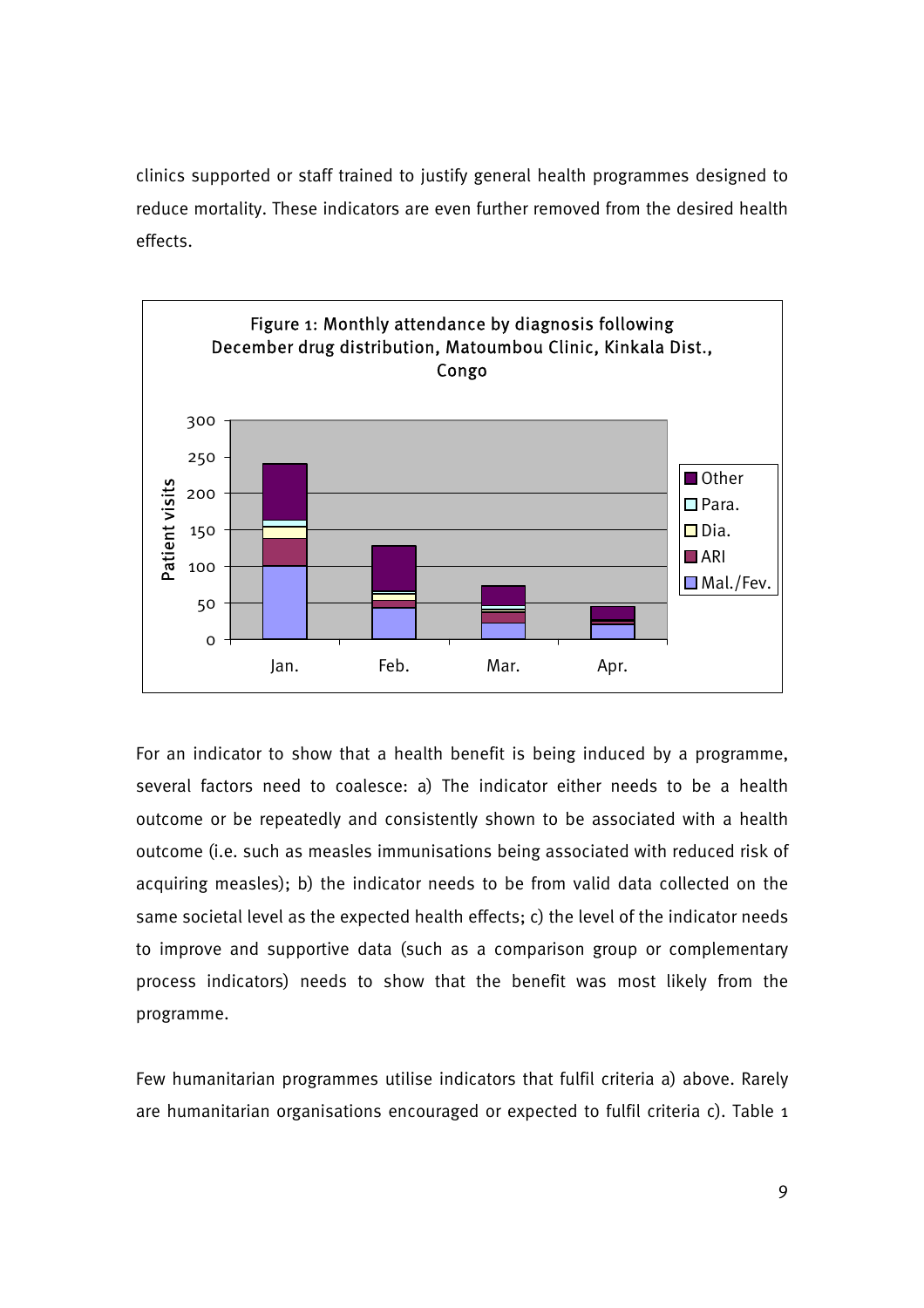clinics supported or staff trained to justify general health programmes designed to reduce mortality. These indicators are even further removed from the desired health effects.

Figure 1: Monthly attendance by diagnosis following December drug distribution, Matoumbou Clinic, Kinkala Dist., Congo

For an indicator to show that a health benefit is being induced by a programme, several factors need to coalesce: a) The indicator either needs to be a health outcome or be repeatedly and consistently shown to be associated with a health outcome (i.e. such as measles immunisations being associated with reduced risk of acquiring measles); b) the indicator needs to be from valid data collected on the same societal level as the expected health effects; c) the level of the indicator needs to improve and supportive data (such as a comparison group or complementary process indicators) needs to show that the benefit was most likely from the programme.

Few humanitarian programmes utilise indicators that fulfil criteria a) above. Rarely are humanitarian organisations encouraged or expected to fulfil criteria c). Table 1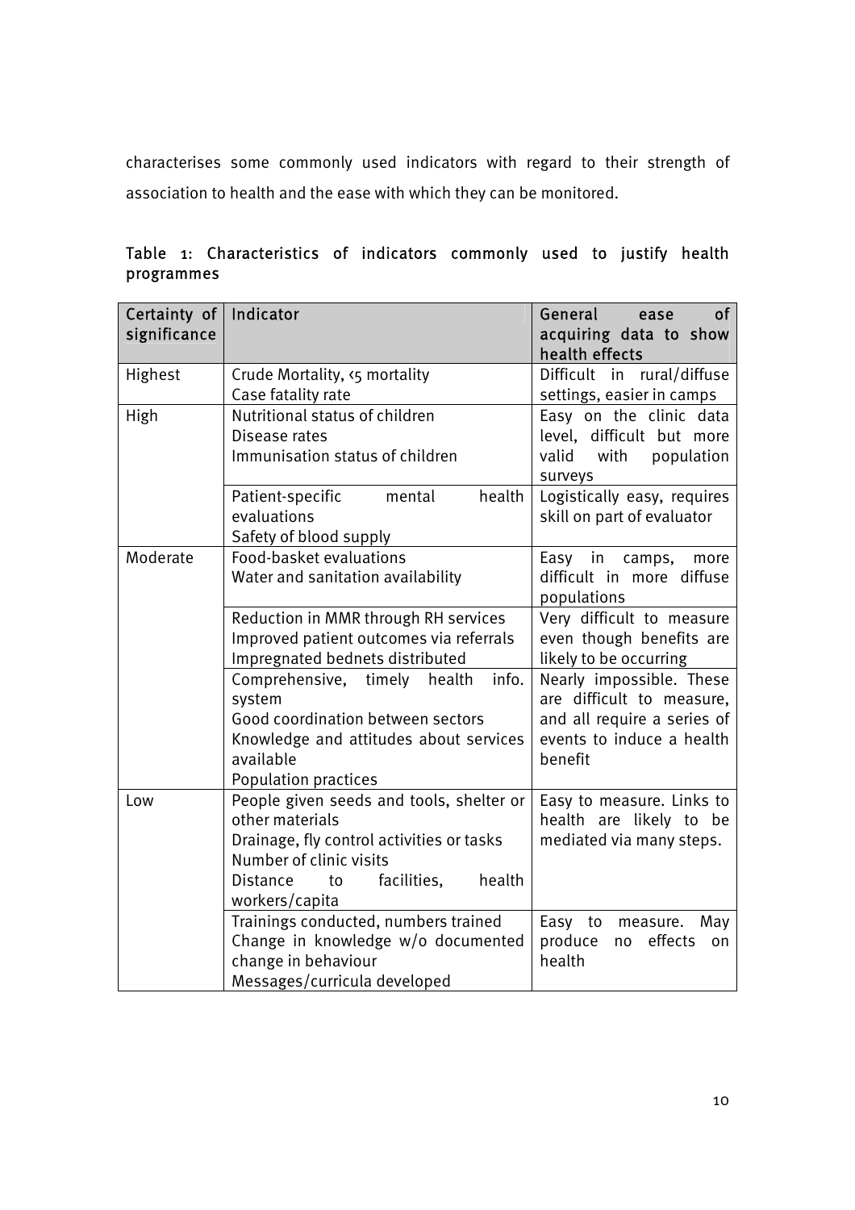characterises some commonly used indicators with regard to their strength of association to health and the ease with which they can be monitored.

Table 1: Characteristics of indicators commonly used to justify health programmes

| Certainty of significance | Indicator | General ease of acquiring data to show health effects |
|---|---|---|
| Highest | Crude Mortality, <5 mortality<br>Case fatality rate | Difficult in rural/diffuse settings, easier in camps |
| High | Nutritional status of children<br>Disease rates<br>Immunisation status of children | Easy on the clinic data level, difficult but more valid with population surveys |
| | Patient-specific mental health evaluations<br>Safety of blood supply | Logistically easy, requires skill on part of evaluator |
| Moderate | Food-basket evaluations<br>Water and sanitation availability | Easy in camps, more difficult in more diffuse populations |
| | Reduction in MMR through RH services<br>Improved patient outcomes via referrals<br>Impregnated bednets distributed | Very difficult to measure even though benefits are likely to be occurring |
| | Comprehensive, timely health info. system<br>Good coordination between sectors<br>Knowledge and attitudes about services available<br>Population practices | Nearly impossible. These are difficult to measure, and all require a series of events to induce a health benefit |
| Low | People given seeds and tools, shelter or other materials<br>Drainage, fly control activities or tasks<br>Number of clinic visits<br>Distance to facilities, health workers/capita | Easy to measure. Links to health are likely to be mediated via many steps. |
| | Trainings conducted, numbers trained<br>Change in knowledge w/o documented change in behaviour<br>Messages/curricula developed | Easy to measure. May produce no effects on health |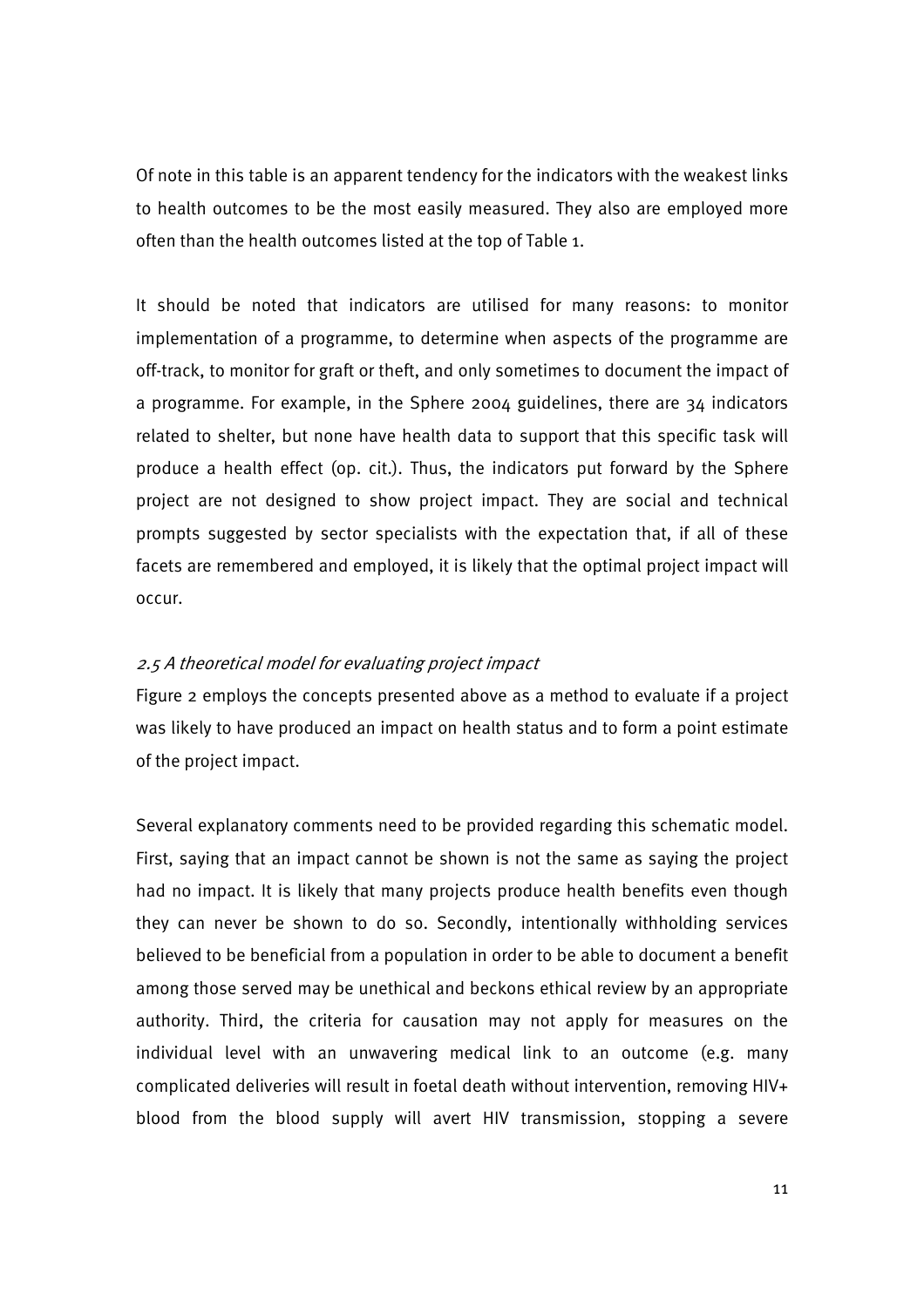Of note in this table is an apparent tendency for the indicators with the weakest links to health outcomes to be the most easily measured. They also are employed more often than the health outcomes listed at the top of Table 1.

It should be noted that indicators are utilised for many reasons: to monitor implementation of a programme, to determine when aspects of the programme are off-track, to monitor for graft or theft, and only sometimes to document the impact of a programme. For example, in the Sphere 2004 guidelines, there are 34 indicators related to shelter, but none have health data to support that this specific task will produce a health effect (op. cit.). Thus, the indicators put forward by the Sphere project are not designed to show project impact. They are social and technical prompts suggested by sector specialists with the expectation that, if all of these facets are remembered and employed, it is likely that the optimal project impact will occur.

### *2.5 A theoretical model for evaluating project impact*

Figure 2 employs the concepts presented above as a method to evaluate if a project was likely to have produced an impact on health status and to form a point estimate of the project impact.

Several explanatory comments need to be provided regarding this schematic model. First, saying that an impact cannot be shown is not the same as saying the project had no impact. It is likely that many projects produce health benefits even though they can never be shown to do so. Secondly, intentionally withholding services believed to be beneficial from a population in order to be able to document a benefit among those served may be unethical and beckons ethical review by an appropriate authority. Third, the criteria for causation may not apply for measures on the individual level with an unwavering medical link to an outcome (e.g. many complicated deliveries will result in foetal death without intervention, removing HIV+ blood from the blood supply will avert HIV transmission, stopping a severe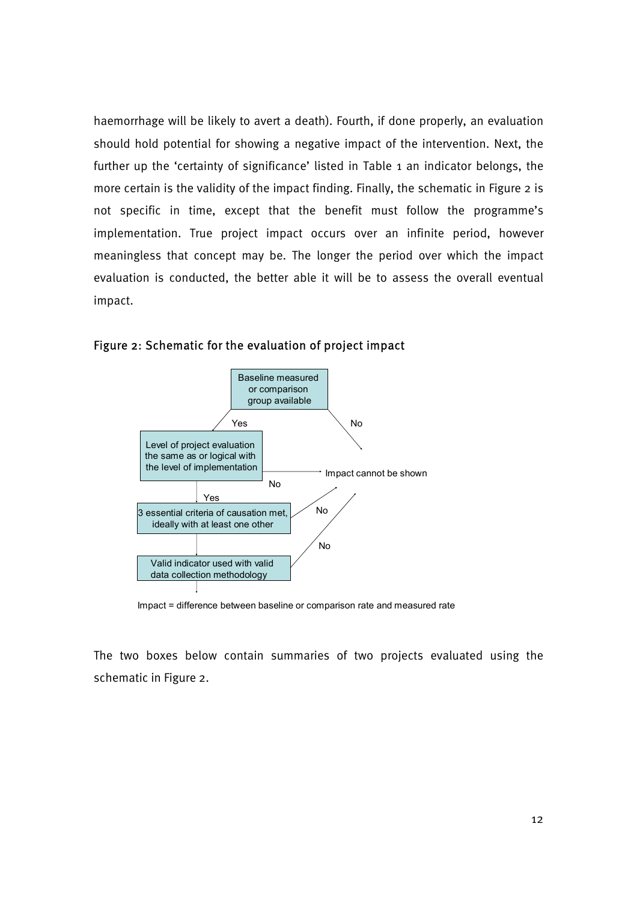haemorrhage will be likely to avert a death). Fourth, if done properly, an evaluation should hold potential for showing a negative impact of the intervention. Next, the further up the 'certainty of significance' listed in Table 1 an indicator belongs, the more certain is the validity of the impact finding. Finally, the schematic in Figure 2 is not specific in time, except that the benefit must follow the programme's implementation. True project impact occurs over an infinite period, however meaningless that concept may be. The longer the period over which the impact evaluation is conducted, the better able it will be to assess the overall eventual impact.

Figure 2: Schematic for the evaluation of project impact

Baseline measured or comparison group available

Yes

No

Level of project evaluation the same as or logical with the level of implementation

Impact cannot be shown

No

Yes

3 essential criteria of causation met, ideally with at least one other

No

No

Valid indicator used with valid data collection methodology

Impact = difference between baseline or comparison rate and measured rate

The two boxes below contain summaries of two projects evaluated using the schematic in Figure 2.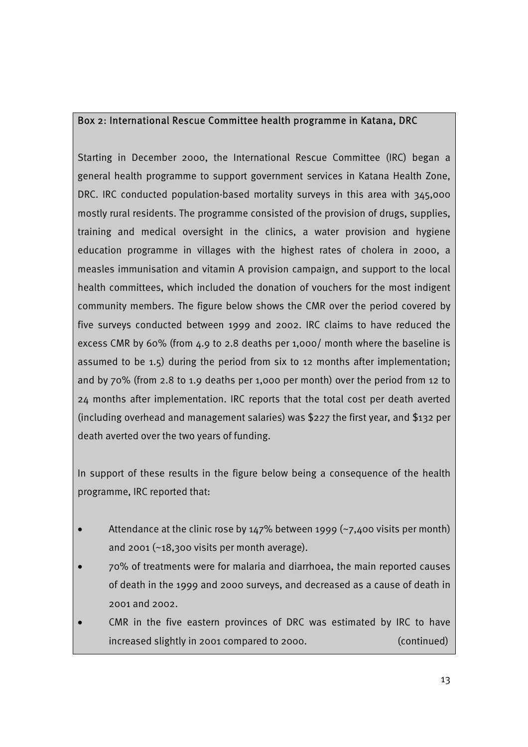### Box 2: International Rescue Committee health programme in Katana, DRC

Starting in December 2000, the International Rescue Committee (IRC) began a general health programme to support government services in Katana Health Zone, DRC. IRC conducted population-based mortality surveys in this area with 345,000 mostly rural residents. The programme consisted of the provision of drugs, supplies, training and medical oversight in the clinics, a water provision and hygiene education programme in villages with the highest rates of cholera in 2000, a measles immunisation and vitamin A provision campaign, and support to the local health committees, which included the donation of vouchers for the most indigent community members. The figure below shows the CMR over the period covered by five surveys conducted between 1999 and 2002. IRC claims to have reduced the excess CMR by 60% (from 4.9 to 2.8 deaths per 1,000/ month where the baseline is assumed to be 1.5) during the period from six to 12 months after implementation; and by 70% (from 2.8 to 1.9 deaths per 1,000 per month) over the period from 12 to 24 months after implementation. IRC reports that the total cost per death averted (including overhead and management salaries) was $227 the first year, and $132 per death averted over the two years of funding.

In support of these results in the figure below being a consequence of the health programme, IRC reported that:

- Attendance at the clinic rose by 147% between 1999 (~7,400 visits per month) and 2001 (~18,300 visits per month average).
- 70% of treatments were for malaria and diarrhoea, the main reported causes of death in the 1999 and 2000 surveys, and decreased as a cause of death in 2001 and 2002.
- CMR in the five eastern provinces of DRC was estimated by IRC to have increased slightly in 2001 compared to 2000. (continued)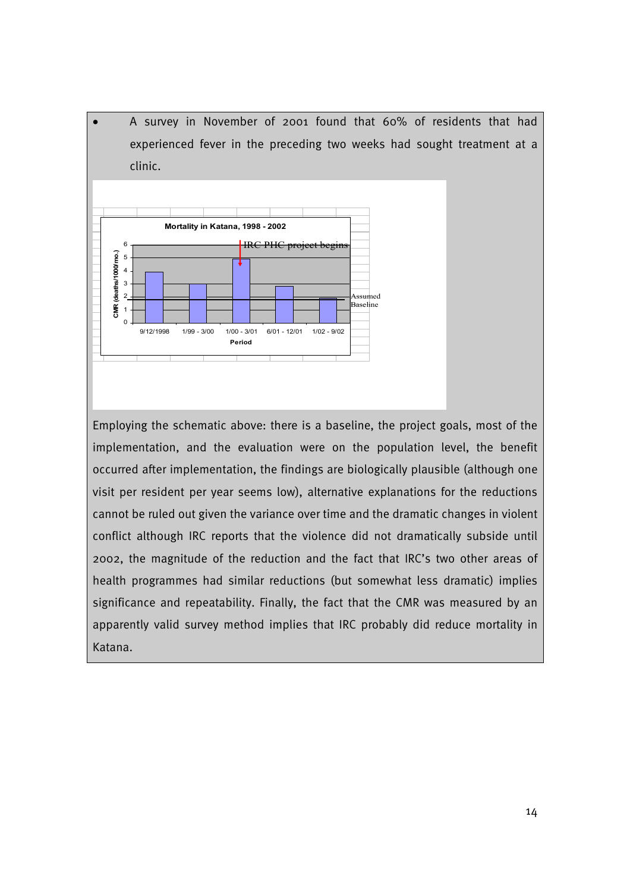- A survey in November of 2001 found that 60% of residents that had experienced fever in the preceding two weeks had sought treatment at a clinic.

Employing the schematic above: there is a baseline, the project goals, most of the implementation, and the evaluation were on the population level, the benefit occurred after implementation, the findings are biologically plausible (although one visit per resident per year seems low), alternative explanations for the reductions cannot be ruled out given the variance over time and the dramatic changes in violent conflict although IRC reports that the violence did not dramatically subside until 2002, the magnitude of the reduction and the fact that IRC's two other areas of health programmes had similar reductions (but somewhat less dramatic) implies significance and repeatability. Finally, the fact that the CMR was measured by an apparently valid survey method implies that IRC probably did reduce mortality in Katana.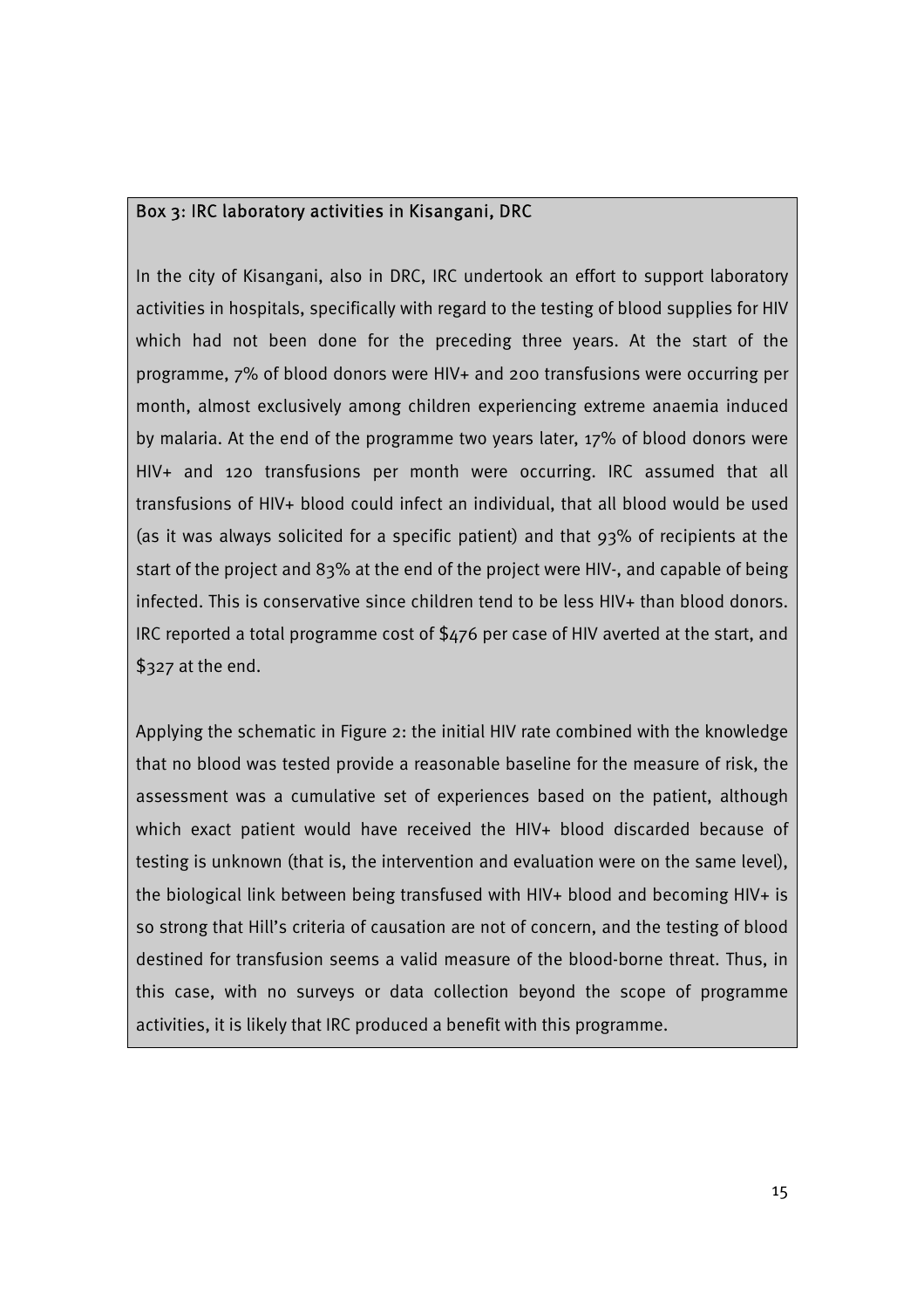### Box 3: IRC laboratory activities in Kisangani, DRC

In the city of Kisangani, also in DRC, IRC undertook an effort to support laboratory activities in hospitals, specifically with regard to the testing of blood supplies for HIV which had not been done for the preceding three years. At the start of the programme, 7% of blood donors were HIV+ and 200 transfusions were occurring per month, almost exclusively among children experiencing extreme anaemia induced by malaria. At the end of the programme two years later, 17% of blood donors were HIV+ and 120 transfusions per month were occurring. IRC assumed that all transfusions of HIV+ blood could infect an individual, that all blood would be used (as it was always solicited for a specific patient) and that 93% of recipients at the start of the project and 83% at the end of the project were HIV-, and capable of being infected. This is conservative since children tend to be less HIV+ than blood donors. IRC reported a total programme cost of $476 per case of HIV averted at the start, and $327 at the end.

Applying the schematic in Figure 2: the initial HIV rate combined with the knowledge that no blood was tested provide a reasonable baseline for the measure of risk, the assessment was a cumulative set of experiences based on the patient, although which exact patient would have received the HIV+ blood discarded because of testing is unknown (that is, the intervention and evaluation were on the same level), the biological link between being transfused with HIV+ blood and becoming HIV+ is so strong that Hill's criteria of causation are not of concern, and the testing of blood destined for transfusion seems a valid measure of the blood-borne threat. Thus, in this case, with no surveys or data collection beyond the scope of programme activities, it is likely that IRC produced a benefit with this programme.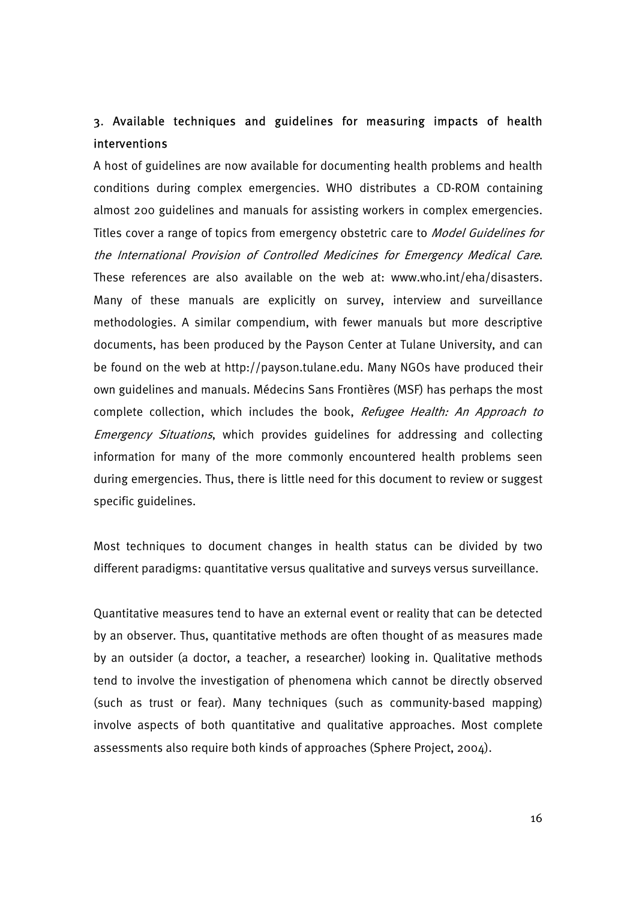## 3. Available techniques and guidelines for measuring impacts of health interventions

A host of guidelines are now available for documenting health problems and health conditions during complex emergencies. WHO distributes a CD-ROM containing almost 200 guidelines and manuals for assisting workers in complex emergencies. Titles cover a range of topics from emergency obstetric care to *Model Guidelines for the International Provision of Controlled Medicines for Emergency Medical Care*. These references are also available on the web at: www.who.int/eha/disasters. Many of these manuals are explicitly on survey, interview and surveillance methodologies. A similar compendium, with fewer manuals but more descriptive documents, has been produced by the Payson Center at Tulane University, and can be found on the web at http://payson.tulane.edu. Many NGOs have produced their own guidelines and manuals. Médecins Sans Frontières (MSF) has perhaps the most complete collection, which includes the book, *Refugee Health: An Approach to Emergency Situations*, which provides guidelines for addressing and collecting information for many of the more commonly encountered health problems seen during emergencies. Thus, there is little need for this document to review or suggest specific guidelines.

Most techniques to document changes in health status can be divided by two different paradigms: quantitative versus qualitative and surveys versus surveillance.

Quantitative measures tend to have an external event or reality that can be detected by an observer. Thus, quantitative methods are often thought of as measures made by an outsider (a doctor, a teacher, a researcher) looking in. Qualitative methods tend to involve the investigation of phenomena which cannot be directly observed (such as trust or fear). Many techniques (such as community-based mapping) involve aspects of both quantitative and qualitative approaches. Most complete assessments also require both kinds of approaches (Sphere Project, 2004).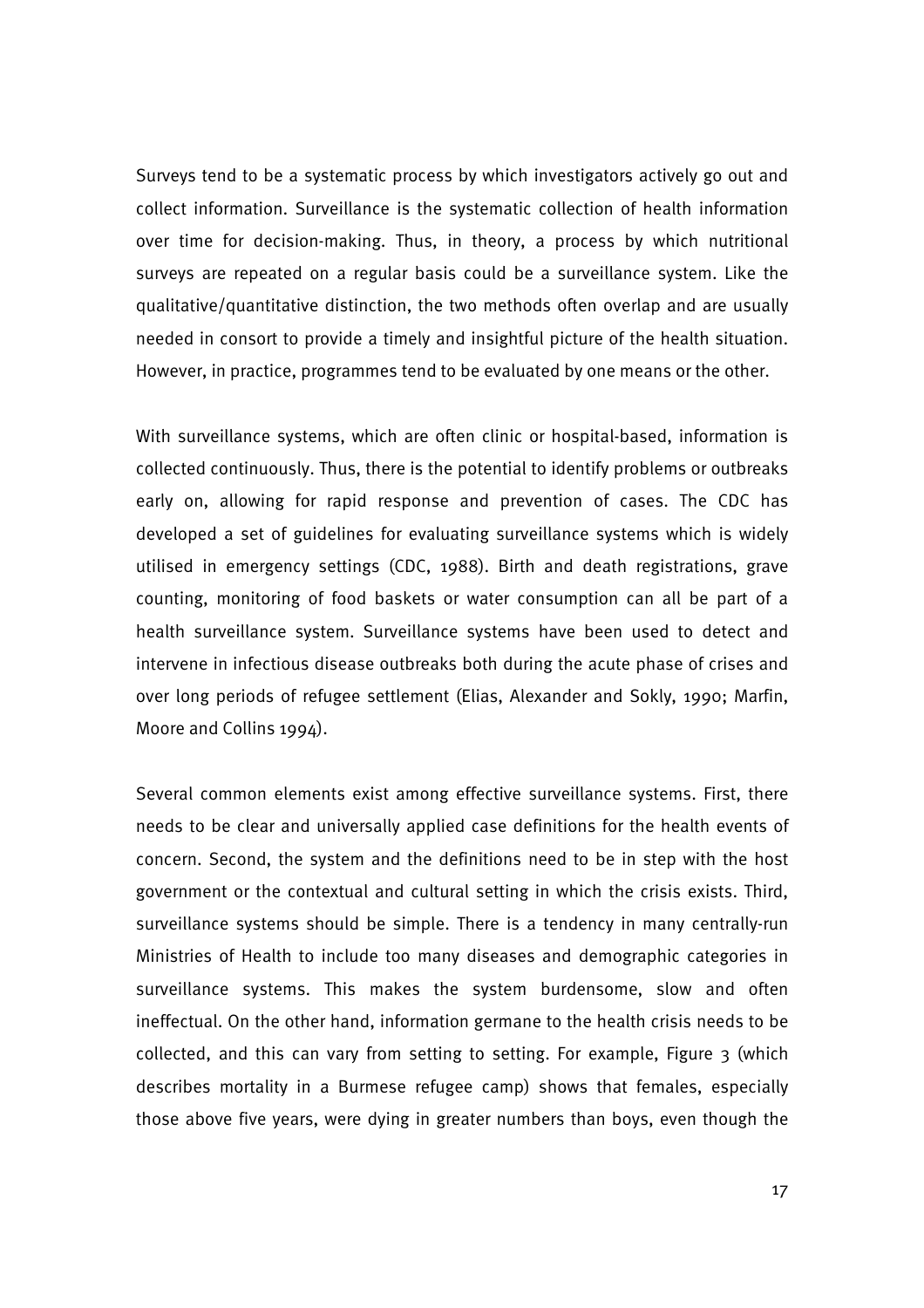Surveys tend to be a systematic process by which investigators actively go out and collect information. Surveillance is the systematic collection of health information over time for decision-making. Thus, in theory, a process by which nutritional surveys are repeated on a regular basis could be a surveillance system. Like the qualitative/quantitative distinction, the two methods often overlap and are usually needed in consort to provide a timely and insightful picture of the health situation. However, in practice, programmes tend to be evaluated by one means or the other.

With surveillance systems, which are often clinic or hospital-based, information is collected continuously. Thus, there is the potential to identify problems or outbreaks early on, allowing for rapid response and prevention of cases. The CDC has developed a set of guidelines for evaluating surveillance systems which is widely utilised in emergency settings (CDC, 1988). Birth and death registrations, grave counting, monitoring of food baskets or water consumption can all be part of a health surveillance system. Surveillance systems have been used to detect and intervene in infectious disease outbreaks both during the acute phase of crises and over long periods of refugee settlement (Elias, Alexander and Sokly, 1990; Marfin, Moore and Collins 1994).

Several common elements exist among effective surveillance systems. First, there needs to be clear and universally applied case definitions for the health events of concern. Second, the system and the definitions need to be in step with the host government or the contextual and cultural setting in which the crisis exists. Third, surveillance systems should be simple. There is a tendency in many centrally-run Ministries of Health to include too many diseases and demographic categories in surveillance systems. This makes the system burdensome, slow and often ineffectual. On the other hand, information germane to the health crisis needs to be collected, and this can vary from setting to setting. For example, Figure 3 (which describes mortality in a Burmese refugee camp) shows that females, especially those above five years, were dying in greater numbers than boys, even though the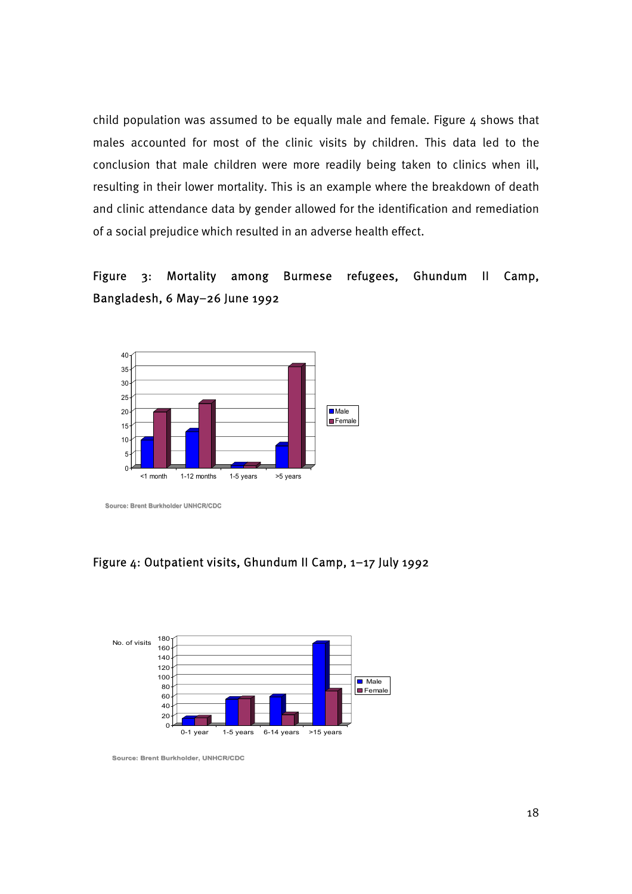child population was assumed to be equally male and female. Figure 4 shows that males accounted for most of the clinic visits by children. This data led to the conclusion that male children were more readily being taken to clinics when ill, resulting in their lower mortality. This is an example where the breakdown of death and clinic attendance data by gender allowed for the identification and remediation of a social prejudice which resulted in an adverse health effect.

Figure 3: Mortality among Burmese refugees, Ghundum II Camp, Bangladesh, 6 May–26 June 1992

Source: Brent Burkholder UNHCR/CDC

Figure 4: Outpatient visits, Ghundum II Camp, 1–17 July 1992

Source: Brent Burkholder, UNHCR/CDC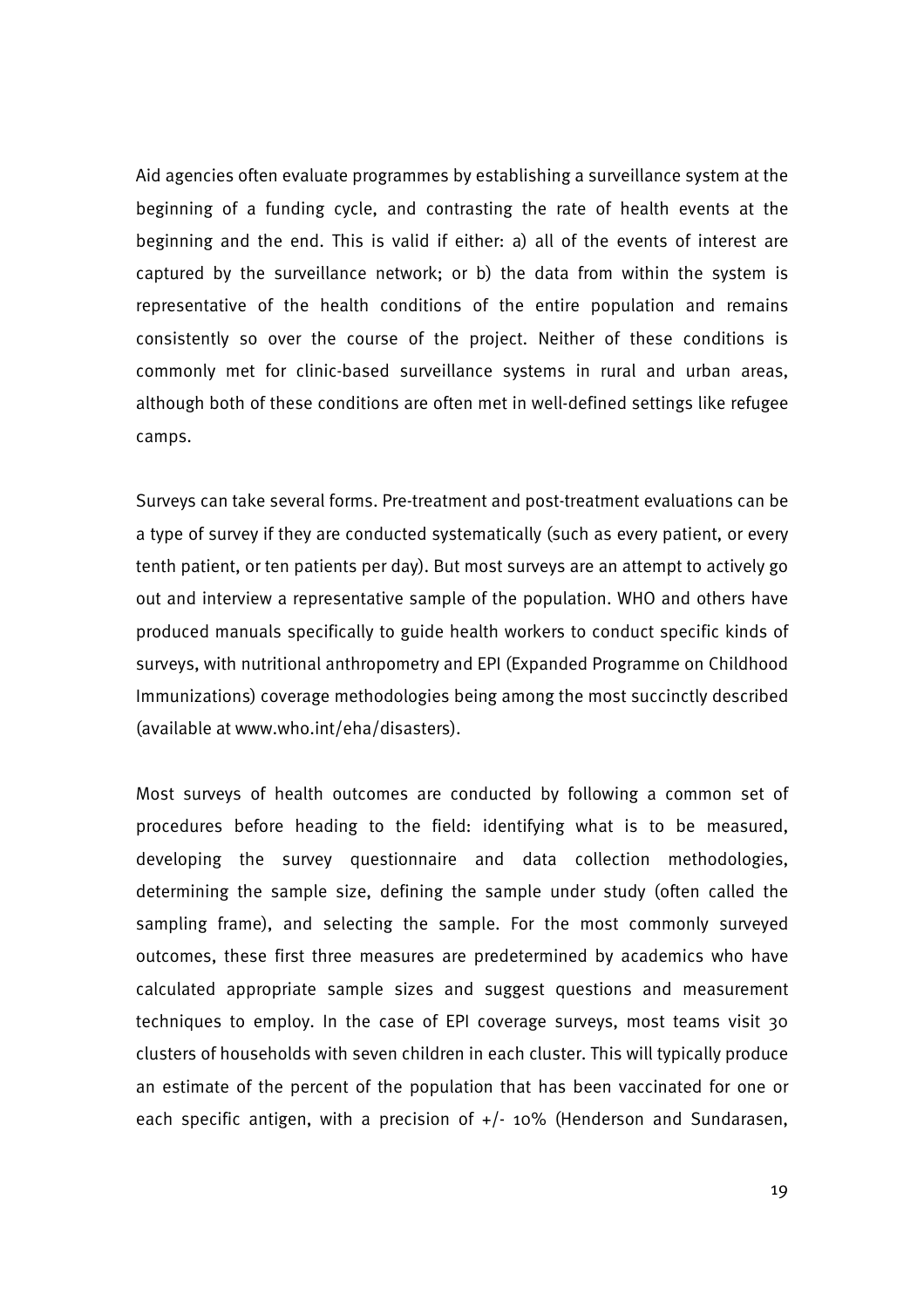Aid agencies often evaluate programmes by establishing a surveillance system at the beginning of a funding cycle, and contrasting the rate of health events at the beginning and the end. This is valid if either: a) all of the events of interest are captured by the surveillance network; or b) the data from within the system is representative of the health conditions of the entire population and remains consistently so over the course of the project. Neither of these conditions is commonly met for clinic-based surveillance systems in rural and urban areas, although both of these conditions are often met in well-defined settings like refugee camps.

Surveys can take several forms. Pre-treatment and post-treatment evaluations can be a type of survey if they are conducted systematically (such as every patient, or every tenth patient, or ten patients per day). But most surveys are an attempt to actively go out and interview a representative sample of the population. WHO and others have produced manuals specifically to guide health workers to conduct specific kinds of surveys, with nutritional anthropometry and EPI (Expanded Programme on Childhood Immunizations) coverage methodologies being among the most succinctly described (available at www.who.int/eha/disasters).

Most surveys of health outcomes are conducted by following a common set of procedures before heading to the field: identifying what is to be measured, developing the survey questionnaire and data collection methodologies, determining the sample size, defining the sample under study (often called the sampling frame), and selecting the sample. For the most commonly surveyed outcomes, these first three measures are predetermined by academics who have calculated appropriate sample sizes and suggest questions and measurement techniques to employ. In the case of EPI coverage surveys, most teams visit 30 clusters of households with seven children in each cluster. This will typically produce an estimate of the percent of the population that has been vaccinated for one or each specific antigen, with a precision of +/- 10% (Henderson and Sundarasen,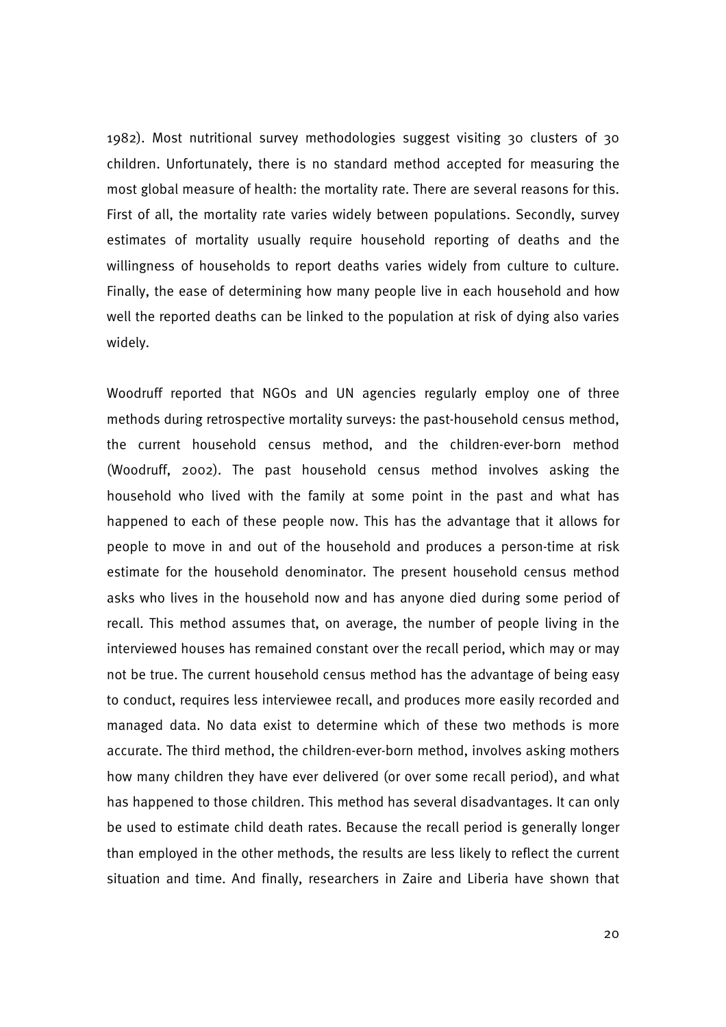1982). Most nutritional survey methodologies suggest visiting 30 clusters of 30 children. Unfortunately, there is no standard method accepted for measuring the most global measure of health: the mortality rate. There are several reasons for this. First of all, the mortality rate varies widely between populations. Secondly, survey estimates of mortality usually require household reporting of deaths and the willingness of households to report deaths varies widely from culture to culture. Finally, the ease of determining how many people live in each household and how well the reported deaths can be linked to the population at risk of dying also varies widely.

Woodruff reported that NGOs and UN agencies regularly employ one of three methods during retrospective mortality surveys: the past-household census method, the current household census method, and the children-ever-born method (Woodruff, 2002). The past household census method involves asking the household who lived with the family at some point in the past and what has happened to each of these people now. This has the advantage that it allows for people to move in and out of the household and produces a person-time at risk estimate for the household denominator. The present household census method asks who lives in the household now and has anyone died during some period of recall. This method assumes that, on average, the number of people living in the interviewed houses has remained constant over the recall period, which may or may not be true. The current household census method has the advantage of being easy to conduct, requires less interviewee recall, and produces more easily recorded and managed data. No data exist to determine which of these two methods is more accurate. The third method, the children-ever-born method, involves asking mothers how many children they have ever delivered (or over some recall period), and what has happened to those children. This method has several disadvantages. It can only be used to estimate child death rates. Because the recall period is generally longer than employed in the other methods, the results are less likely to reflect the current situation and time. And finally, researchers in Zaire and Liberia have shown that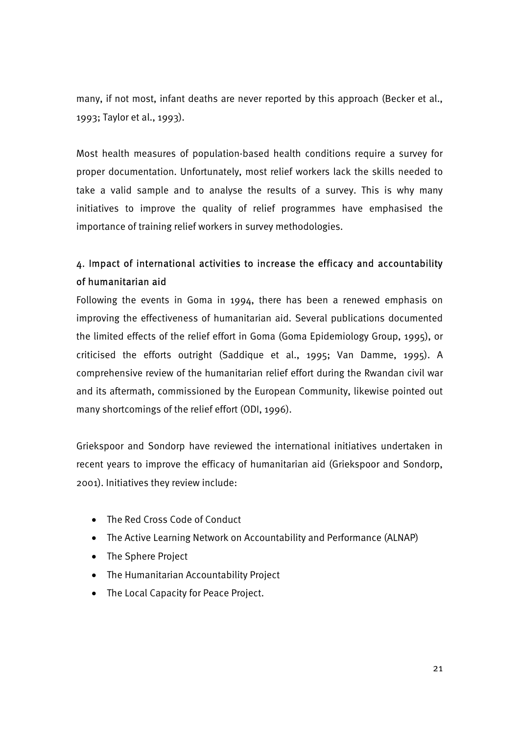many, if not most, infant deaths are never reported by this approach (Becker et al., 1993; Taylor et al., 1993).

Most health measures of population-based health conditions require a survey for proper documentation. Unfortunately, most relief workers lack the skills needed to take a valid sample and to analyse the results of a survey. This is why many initiatives to improve the quality of relief programmes have emphasised the importance of training relief workers in survey methodologies.

## 4. Impact of international activities to increase the efficacy and accountability of humanitarian aid

Following the events in Goma in 1994, there has been a renewed emphasis on improving the effectiveness of humanitarian aid. Several publications documented the limited effects of the relief effort in Goma (Goma Epidemiology Group, 1995), or criticised the efforts outright (Saddique et al., 1995; Van Damme, 1995). A comprehensive review of the humanitarian relief effort during the Rwandan civil war and its aftermath, commissioned by the European Community, likewise pointed out many shortcomings of the relief effort (ODI, 1996).

Griekspoor and Sondorp have reviewed the international initiatives undertaken in recent years to improve the efficacy of humanitarian aid (Griekspoor and Sondorp, 2001). Initiatives they review include:

- The Red Cross Code of Conduct
- The Active Learning Network on Accountability and Performance (ALNAP)
- The Sphere Project
- The Humanitarian Accountability Project
- The Local Capacity for Peace Project.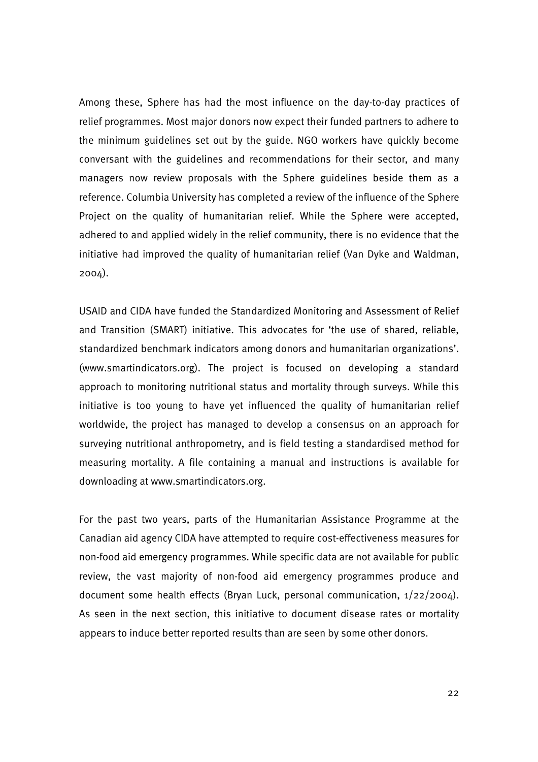Among these, Sphere has had the most influence on the day-to-day practices of relief programmes. Most major donors now expect their funded partners to adhere to the minimum guidelines set out by the guide. NGO workers have quickly become conversant with the guidelines and recommendations for their sector, and many managers now review proposals with the Sphere guidelines beside them as a reference. Columbia University has completed a review of the influence of the Sphere Project on the quality of humanitarian relief. While the Sphere were accepted, adhered to and applied widely in the relief community, there is no evidence that the initiative had improved the quality of humanitarian relief (Van Dyke and Waldman, 2004).

USAID and CIDA have funded the Standardized Monitoring and Assessment of Relief and Transition (SMART) initiative. This advocates for 'the use of shared, reliable, standardized benchmark indicators among donors and humanitarian organizations'. (www.smartindicators.org). The project is focused on developing a standard approach to monitoring nutritional status and mortality through surveys. While this initiative is too young to have yet influenced the quality of humanitarian relief worldwide, the project has managed to develop a consensus on an approach for surveying nutritional anthropometry, and is field testing a standardised method for measuring mortality. A file containing a manual and instructions is available for downloading at www.smartindicators.org.

For the past two years, parts of the Humanitarian Assistance Programme at the Canadian aid agency CIDA have attempted to require cost-effectiveness measures for non-food aid emergency programmes. While specific data are not available for public review, the vast majority of non-food aid emergency programmes produce and document some health effects (Bryan Luck, personal communication, 1/22/2004). As seen in the next section, this initiative to document disease rates or mortality appears to induce better reported results than are seen by some other donors.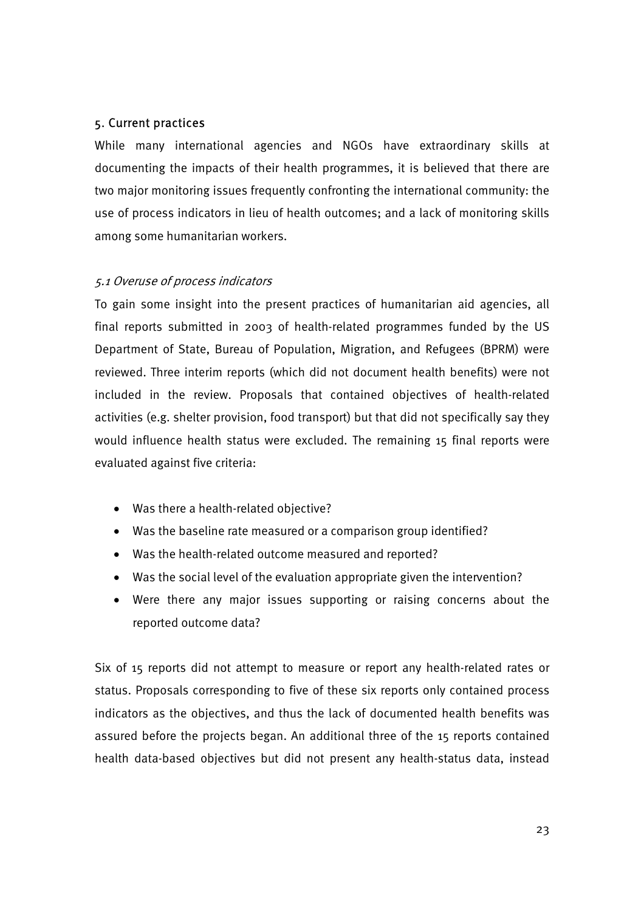## 5. Current practices

While many international agencies and NGOs have extraordinary skills at documenting the impacts of their health programmes, it is believed that there are two major monitoring issues frequently confronting the international community: the use of process indicators in lieu of health outcomes; and a lack of monitoring skills among some humanitarian workers.

### *5.1 Overuse of process indicators*

To gain some insight into the present practices of humanitarian aid agencies, all final reports submitted in 2003 of health-related programmes funded by the US Department of State, Bureau of Population, Migration, and Refugees (BPRM) were reviewed. Three interim reports (which did not document health benefits) were not included in the review. Proposals that contained objectives of health-related activities (e.g. shelter provision, food transport) but that did not specifically say they would influence health status were excluded. The remaining 15 final reports were evaluated against five criteria:

- Was there a health-related objective?
- Was the baseline rate measured or a comparison group identified?
- Was the health-related outcome measured and reported?
- Was the social level of the evaluation appropriate given the intervention?
- Were there any major issues supporting or raising concerns about the reported outcome data?

Six of 15 reports did not attempt to measure or report any health-related rates or status. Proposals corresponding to five of these six reports only contained process indicators as the objectives, and thus the lack of documented health benefits was assured before the projects began. An additional three of the 15 reports contained health data-based objectives but did not present any health-status data, instead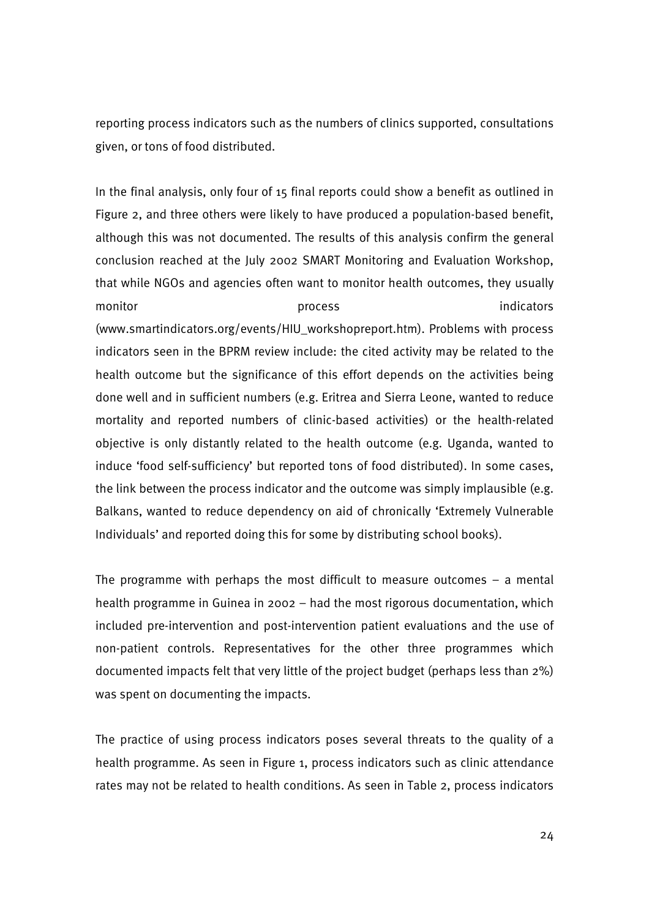reporting process indicators such as the numbers of clinics supported, consultations given, or tons of food distributed.

In the final analysis, only four of 15 final reports could show a benefit as outlined in Figure 2, and three others were likely to have produced a population-based benefit, although this was not documented. The results of this analysis confirm the general conclusion reached at the July 2002 SMART Monitoring and Evaluation Workshop, that while NGOs and agencies often want to monitor health outcomes, they usually monitor process indicators (www.smartindicators.org/events/HIU_workshopreport.htm). Problems with process indicators seen in the BPRM review include: the cited activity may be related to the health outcome but the significance of this effort depends on the activities being done well and in sufficient numbers (e.g. Eritrea and Sierra Leone, wanted to reduce mortality and reported numbers of clinic-based activities) or the health-related objective is only distantly related to the health outcome (e.g. Uganda, wanted to induce 'food self-sufficiency' but reported tons of food distributed). In some cases, the link between the process indicator and the outcome was simply implausible (e.g. Balkans, wanted to reduce dependency on aid of chronically 'Extremely Vulnerable Individuals' and reported doing this for some by distributing school books).

The programme with perhaps the most difficult to measure outcomes – a mental health programme in Guinea in 2002 – had the most rigorous documentation, which included pre-intervention and post-intervention patient evaluations and the use of non-patient controls. Representatives for the other three programmes which documented impacts felt that very little of the project budget (perhaps less than 2%) was spent on documenting the impacts.

The practice of using process indicators poses several threats to the quality of a health programme. As seen in Figure 1, process indicators such as clinic attendance rates may not be related to health conditions. As seen in Table 2, process indicators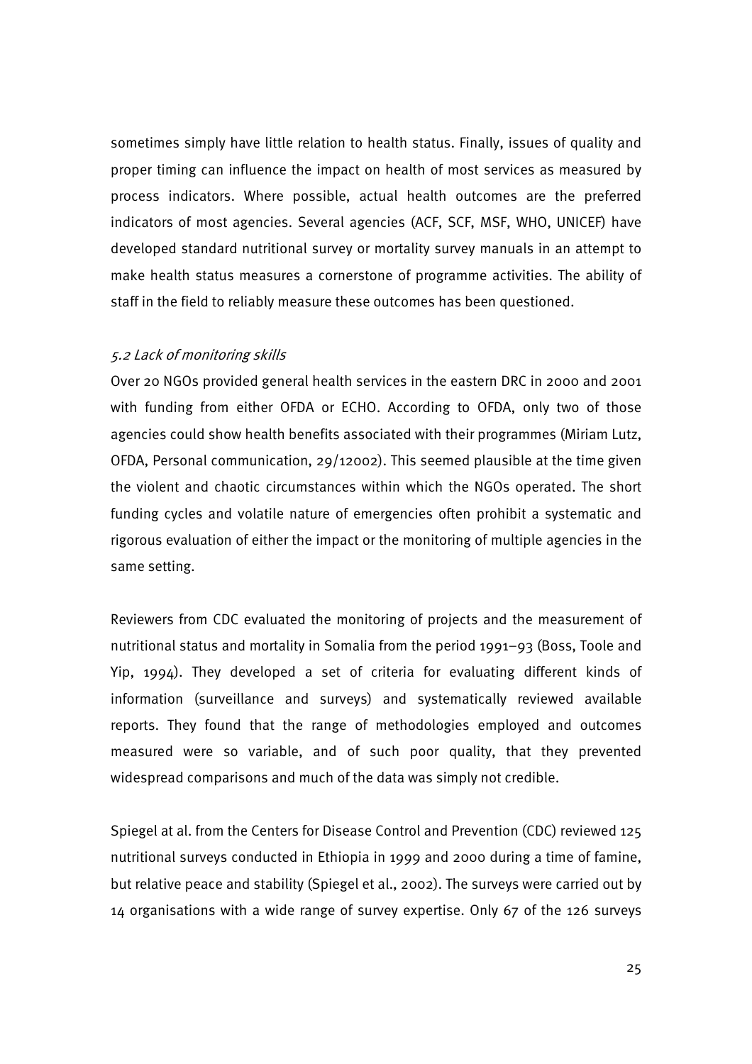sometimes simply have little relation to health status. Finally, issues of quality and proper timing can influence the impact on health of most services as measured by process indicators. Where possible, actual health outcomes are the preferred indicators of most agencies. Several agencies (ACF, SCF, MSF, WHO, UNICEF) have developed standard nutritional survey or mortality survey manuals in an attempt to make health status measures a cornerstone of programme activities. The ability of staff in the field to reliably measure these outcomes has been questioned.

### *5.2 Lack of monitoring skills*

Over 20 NGOs provided general health services in the eastern DRC in 2000 and 2001 with funding from either OFDA or ECHO. According to OFDA, only two of those agencies could show health benefits associated with their programmes (Miriam Lutz, OFDA, Personal communication, 29/12002). This seemed plausible at the time given the violent and chaotic circumstances within which the NGOs operated. The short funding cycles and volatile nature of emergencies often prohibit a systematic and rigorous evaluation of either the impact or the monitoring of multiple agencies in the same setting.

Reviewers from CDC evaluated the monitoring of projects and the measurement of nutritional status and mortality in Somalia from the period 1991–93 (Boss, Toole and Yip, 1994). They developed a set of criteria for evaluating different kinds of information (surveillance and surveys) and systematically reviewed available reports. They found that the range of methodologies employed and outcomes measured were so variable, and of such poor quality, that they prevented widespread comparisons and much of the data was simply not credible.

Spiegel at al. from the Centers for Disease Control and Prevention (CDC) reviewed 125 nutritional surveys conducted in Ethiopia in 1999 and 2000 during a time of famine, but relative peace and stability (Spiegel et al., 2002). The surveys were carried out by 14 organisations with a wide range of survey expertise. Only 67 of the 126 surveys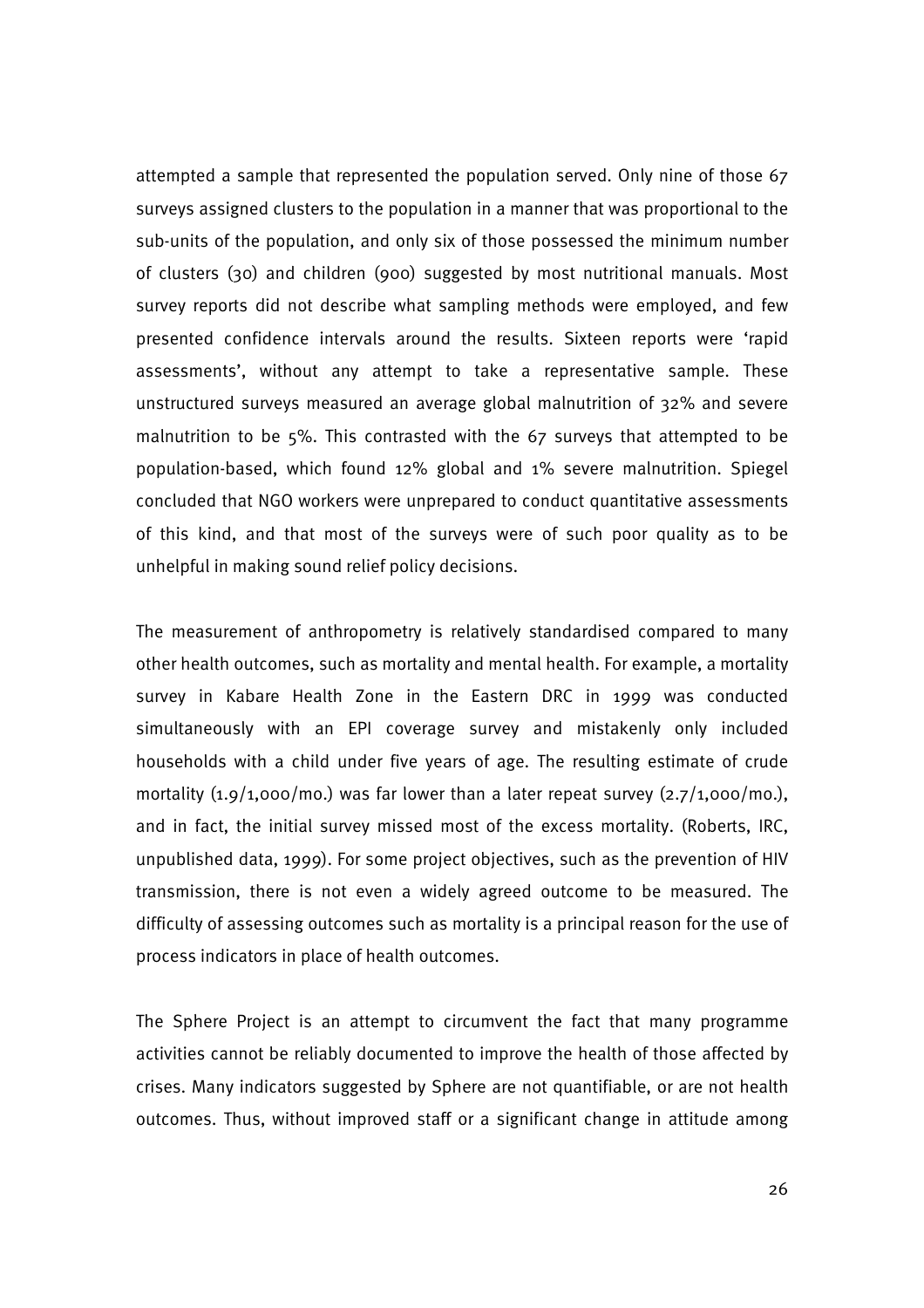attempted a sample that represented the population served. Only nine of those 67 surveys assigned clusters to the population in a manner that was proportional to the sub-units of the population, and only six of those possessed the minimum number of clusters (30) and children (900) suggested by most nutritional manuals. Most survey reports did not describe what sampling methods were employed, and few presented confidence intervals around the results. Sixteen reports were 'rapid assessments', without any attempt to take a representative sample. These unstructured surveys measured an average global malnutrition of 32% and severe malnutrition to be 5%. This contrasted with the 67 surveys that attempted to be population-based, which found 12% global and 1% severe malnutrition. Spiegel concluded that NGO workers were unprepared to conduct quantitative assessments of this kind, and that most of the surveys were of such poor quality as to be unhelpful in making sound relief policy decisions.

The measurement of anthropometry is relatively standardised compared to many other health outcomes, such as mortality and mental health. For example, a mortality survey in Kabare Health Zone in the Eastern DRC in 1999 was conducted simultaneously with an EPI coverage survey and mistakenly only included households with a child under five years of age. The resulting estimate of crude mortality (1.9/1,000/mo.) was far lower than a later repeat survey (2.7/1,000/mo.), and in fact, the initial survey missed most of the excess mortality. (Roberts, IRC, unpublished data, 1999). For some project objectives, such as the prevention of HIV transmission, there is not even a widely agreed outcome to be measured. The difficulty of assessing outcomes such as mortality is a principal reason for the use of process indicators in place of health outcomes.

The Sphere Project is an attempt to circumvent the fact that many programme activities cannot be reliably documented to improve the health of those affected by crises. Many indicators suggested by Sphere are not quantifiable, or are not health outcomes. Thus, without improved staff or a significant change in attitude among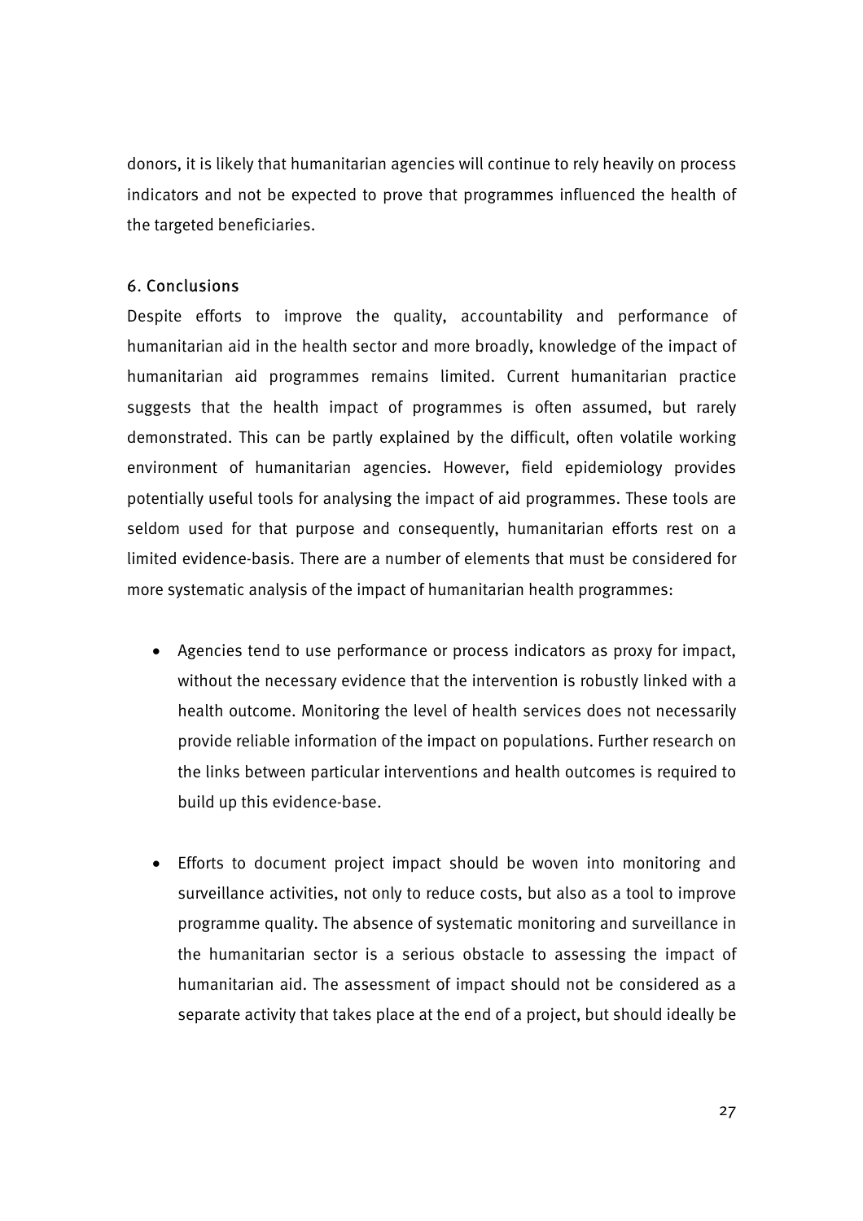donors, it is likely that humanitarian agencies will continue to rely heavily on process indicators and not be expected to prove that programmes influenced the health of the targeted beneficiaries.

## 6. Conclusions

Despite efforts to improve the quality, accountability and performance of humanitarian aid in the health sector and more broadly, knowledge of the impact of humanitarian aid programmes remains limited. Current humanitarian practice suggests that the health impact of programmes is often assumed, but rarely demonstrated. This can be partly explained by the difficult, often volatile working environment of humanitarian agencies. However, field epidemiology provides potentially useful tools for analysing the impact of aid programmes. These tools are seldom used for that purpose and consequently, humanitarian efforts rest on a limited evidence-basis. There are a number of elements that must be considered for more systematic analysis of the impact of humanitarian health programmes:

- Agencies tend to use performance or process indicators as proxy for impact, without the necessary evidence that the intervention is robustly linked with a health outcome. Monitoring the level of health services does not necessarily provide reliable information of the impact on populations. Further research on the links between particular interventions and health outcomes is required to build up this evidence-base.

- Efforts to document project impact should be woven into monitoring and surveillance activities, not only to reduce costs, but also as a tool to improve programme quality. The absence of systematic monitoring and surveillance in the humanitarian sector is a serious obstacle to assessing the impact of humanitarian aid. The assessment of impact should not be considered as a separate activity that takes place at the end of a project, but should ideally be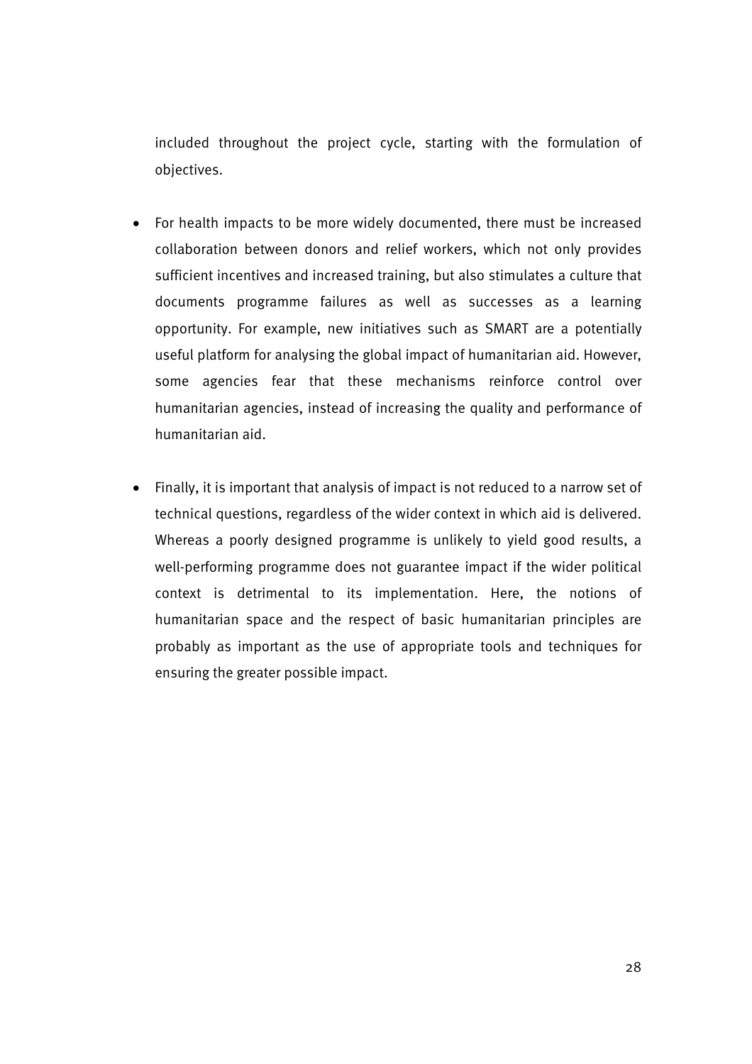included throughout the project cycle, starting with the formulation of objectives.

- For health impacts to be more widely documented, there must be increased collaboration between donors and relief workers, which not only provides sufficient incentives and increased training, but also stimulates a culture that documents programme failures as well as successes as a learning opportunity. For example, new initiatives such as SMART are a potentially useful platform for analysing the global impact of humanitarian aid. However, some agencies fear that these mechanisms reinforce control over humanitarian agencies, instead of increasing the quality and performance of humanitarian aid.

- Finally, it is important that analysis of impact is not reduced to a narrow set of technical questions, regardless of the wider context in which aid is delivered. Whereas a poorly designed programme is unlikely to yield good results, a well-performing programme does not guarantee impact if the wider political context is detrimental to its implementation. Here, the notions of humanitarian space and the respect of basic humanitarian principles are probably as important as the use of appropriate tools and techniques for ensuring the greater possible impact.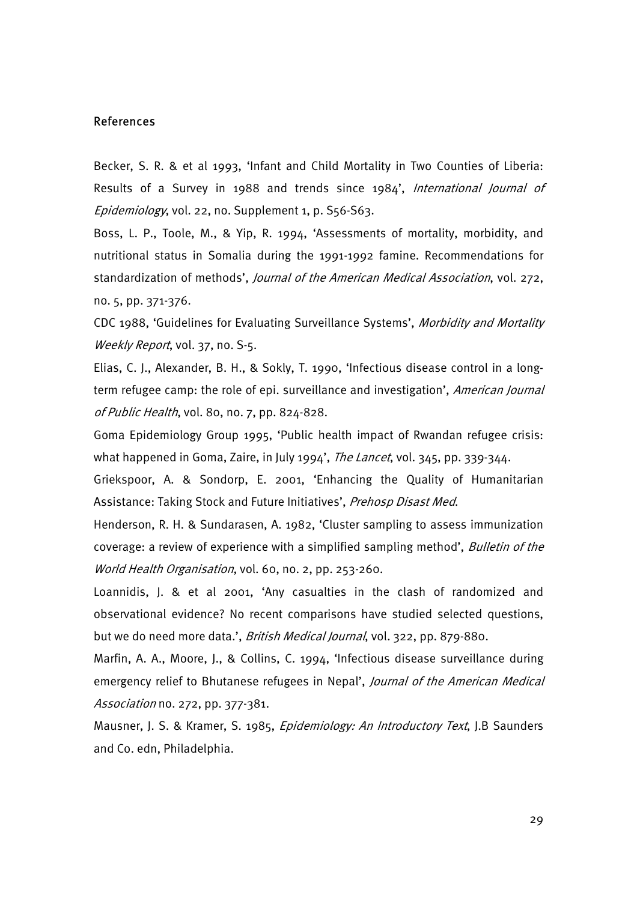## References

Becker, S. R. & et al 1993, 'Infant and Child Mortality in Two Counties of Liberia: Results of a Survey in 1988 and trends since 1984', *International Journal of Epidemiology*, vol. 22, no. Supplement 1, p. S56-S63.

Boss, L. P., Toole, M., & Yip, R. 1994, 'Assessments of mortality, morbidity, and nutritional status in Somalia during the 1991-1992 famine. Recommendations for standardization of methods', *Journal of the American Medical Association*, vol. 272, no. 5, pp. 371-376.

CDC 1988, 'Guidelines for Evaluating Surveillance Systems', *Morbidity and Mortality Weekly Report*, vol. 37, no. S-5.

Elias, C. J., Alexander, B. H., & Sokly, T. 1990, 'Infectious disease control in a long-term refugee camp: the role of epi. surveillance and investigation', *American Journal of Public Health*, vol. 80, no. 7, pp. 824-828.

Goma Epidemiology Group 1995, 'Public health impact of Rwandan refugee crisis: what happened in Goma, Zaire, in July 1994', *The Lancet*, vol. 345, pp. 339-344.

Griekspoor, A. & Sondorp, E. 2001, 'Enhancing the Quality of Humanitarian Assistance: Taking Stock and Future Initiatives', *Prehosp Disast Med*.

Henderson, R. H. & Sundarasen, A. 1982, 'Cluster sampling to assess immunization coverage: a review of experience with a simplified sampling method', *Bulletin of the World Health Organisation*, vol. 60, no. 2, pp. 253-260.

Loannidis, J. & et al 2001, 'Any casualties in the clash of randomized and observational evidence? No recent comparisons have studied selected questions, but we do need more data.', *British Medical Journal*, vol. 322, pp. 879-880.

Marfin, A. A., Moore, J., & Collins, C. 1994, 'Infectious disease surveillance during emergency relief to Bhutanese refugees in Nepal', *Journal of the American Medical Association* no. 272, pp. 377-381.

Mausner, J. S. & Kramer, S. 1985, *Epidemiology: An Introductory Text*, J.B Saunders and Co. edn, Philadelphia.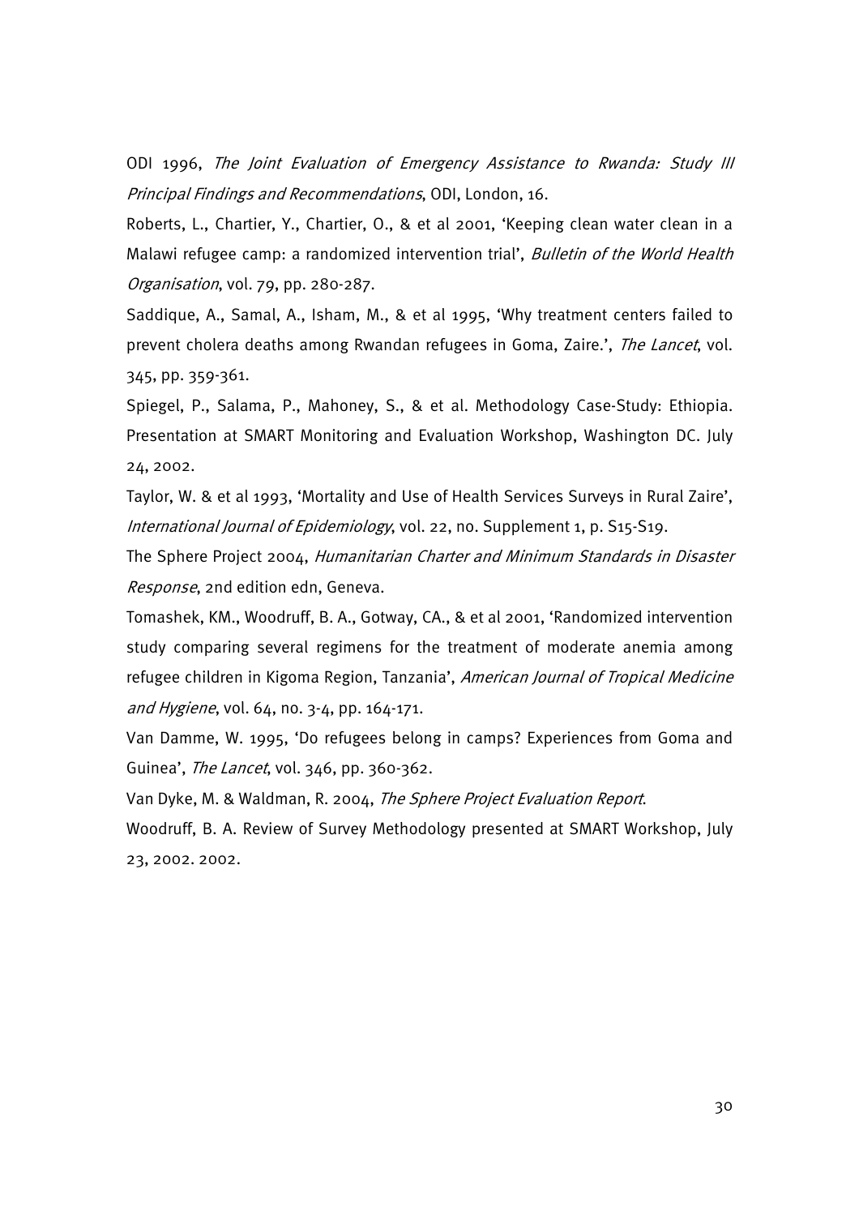ODI 1996, *The Joint Evaluation of Emergency Assistance to Rwanda: Study III Principal Findings and Recommendations*, ODI, London, 16.

Roberts, L., Chartier, Y., Chartier, O., & et al 2001, 'Keeping clean water clean in a Malawi refugee camp: a randomized intervention trial', *Bulletin of the World Health Organisation*, vol. 79, pp. 280-287.

Saddique, A., Samal, A., Isham, M., & et al 1995, 'Why treatment centers failed to prevent cholera deaths among Rwandan refugees in Goma, Zaire.', *The Lancet*, vol. 345, pp. 359-361.

Spiegel, P., Salama, P., Mahoney, S., & et al. Methodology Case-Study: Ethiopia. Presentation at SMART Monitoring and Evaluation Workshop, Washington DC. July 24, 2002.

Taylor, W. & et al 1993, 'Mortality and Use of Health Services Surveys in Rural Zaire', *International Journal of Epidemiology*, vol. 22, no. Supplement 1, p. S15-S19.

The Sphere Project 2004, *Humanitarian Charter and Minimum Standards in Disaster Response*, 2nd edition edn, Geneva.

Tomashek, KM., Woodruff, B. A., Gotway, CA., & et al 2001, 'Randomized intervention study comparing several regimens for the treatment of moderate anemia among refugee children in Kigoma Region, Tanzania', *American Journal of Tropical Medicine and Hygiene*, vol. 64, no. 3-4, pp. 164-171.

Van Damme, W. 1995, 'Do refugees belong in camps? Experiences from Goma and Guinea', *The Lancet*, vol. 346, pp. 360-362.

Van Dyke, M. & Waldman, R. 2004, *The Sphere Project Evaluation Report*.

Woodruff, B. A. Review of Survey Methodology presented at SMART Workshop, July 23, 2002. 2002.